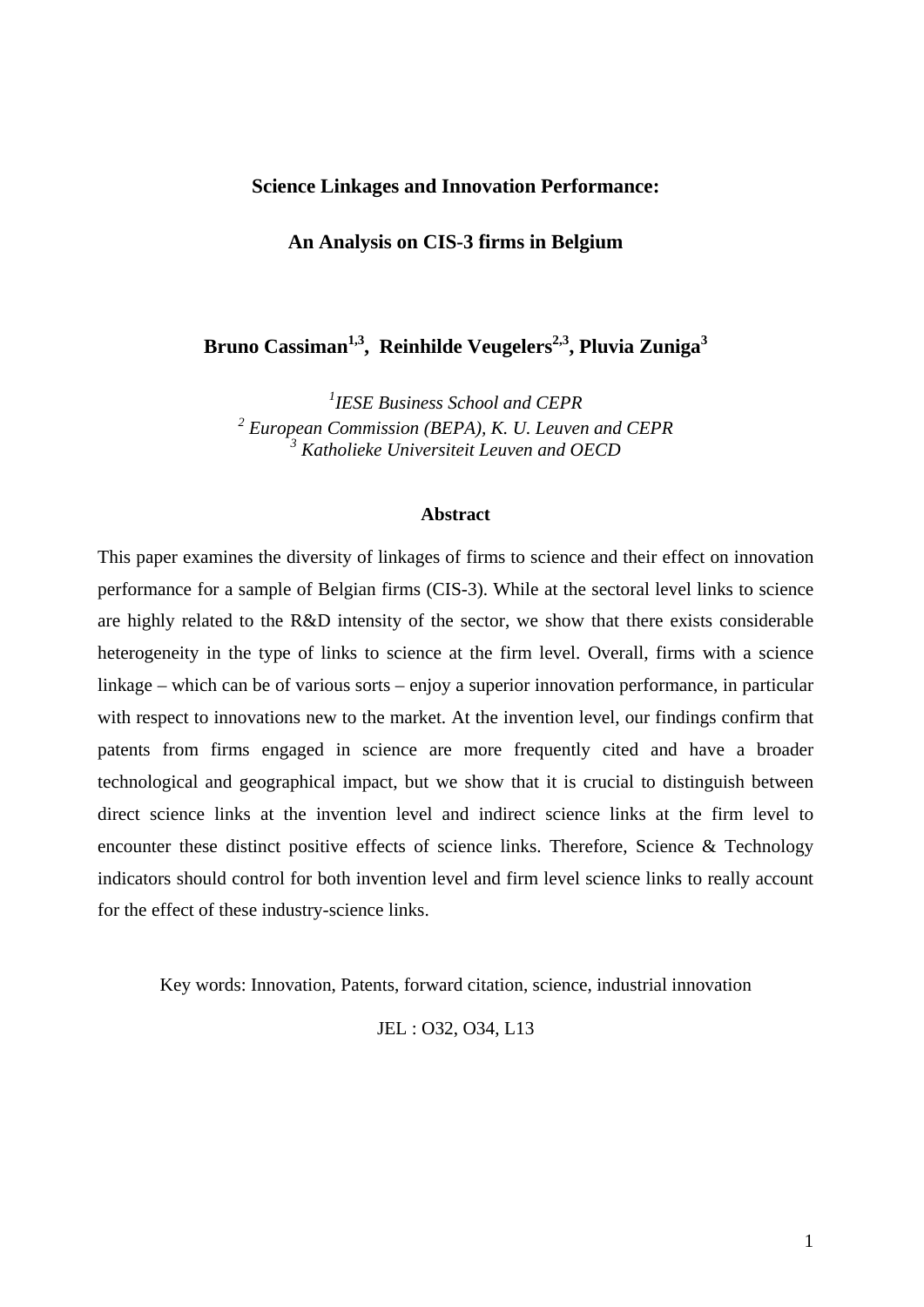# Science Linkages and Innovation Performance:

# An Analysis on CIS-3 firms in Belgium

**Bruno Cassiman[1,3], Reinhilde Veugelers[2,3], Pluvia Zuniga[3]**

[1]*IESE Business School and CEPR*
[2] *European Commission (BEPA), K. U. Leuven and CEPR*
[3] *Katholieke Universiteit Leuven and OECD*

## Abstract

This paper examines the diversity of linkages of firms to science and their effect on innovation performance for a sample of Belgian firms (CIS-3). While at the sectoral level links to science are highly related to the R&D intensity of the sector, we show that there exists considerable heterogeneity in the type of links to science at the firm level. Overall, firms with a science linkage – which can be of various sorts – enjoy a superior innovation performance, in particular with respect to innovations new to the market. At the invention level, our findings confirm that patents from firms engaged in science are more frequently cited and have a broader technological and geographical impact, but we show that it is crucial to distinguish between direct science links at the invention level and indirect science links at the firm level to encounter these distinct positive effects of science links. Therefore, Science & Technology indicators should control for both invention level and firm level science links to really account for the effect of these industry-science links.

Key words: Innovation, Patents, forward citation, science, industrial innovation

JEL : O32, O34, L13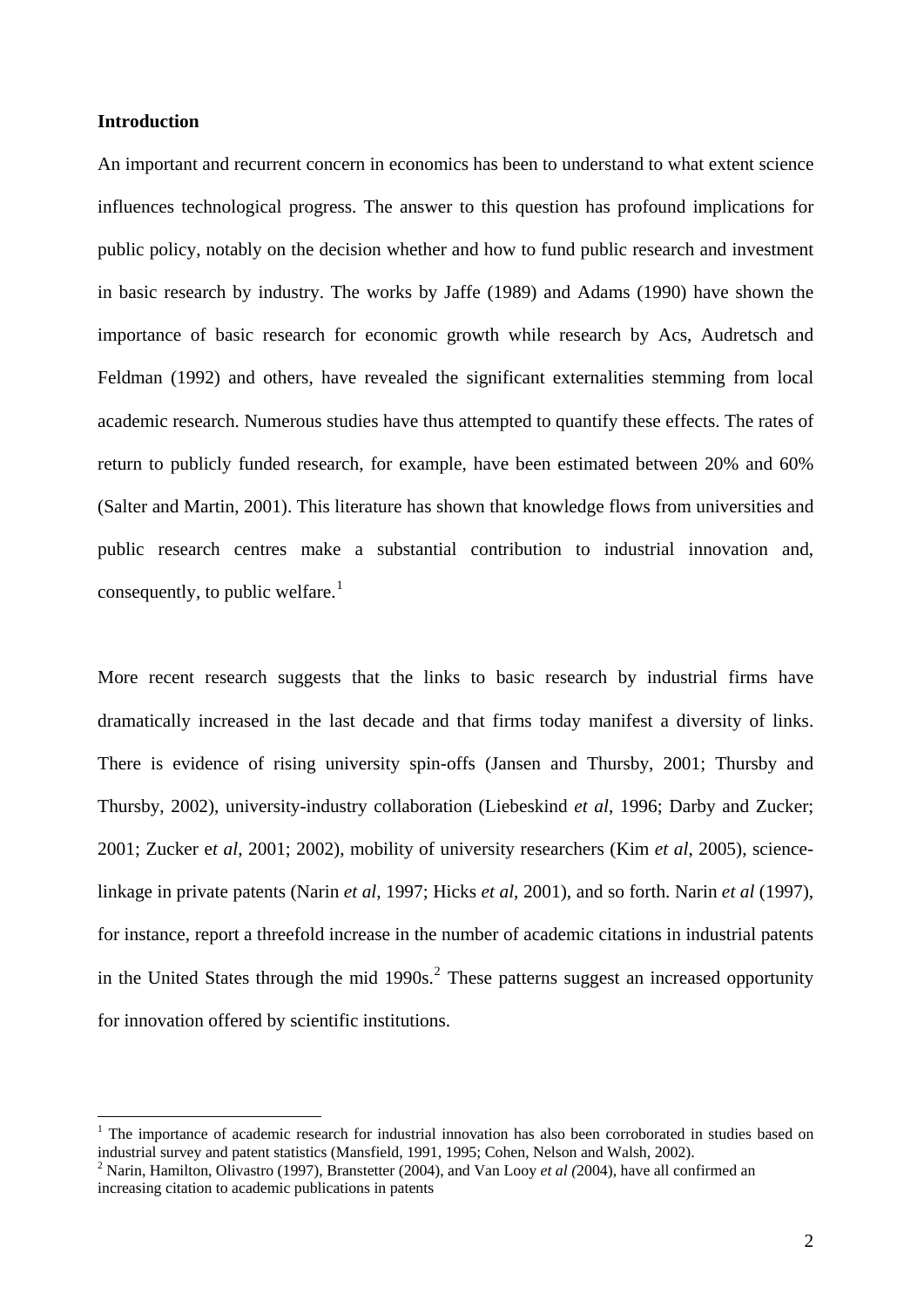**Introduction**

An important and recurrent concern in economics has been to understand to what extent science influences technological progress. The answer to this question has profound implications for public policy, notably on the decision whether and how to fund public research and investment in basic research by industry. The works by Jaffe (1989) and Adams (1990) have shown the importance of basic research for economic growth while research by Acs, Audretsch and Feldman (1992) and others, have revealed the significant externalities stemming from local academic research. Numerous studies have thus attempted to quantify these effects. The rates of return to publicly funded research, for example, have been estimated between 20% and 60% (Salter and Martin, 2001). This literature has shown that knowledge flows from universities and public research centres make a substantial contribution to industrial innovation and, consequently, to public welfare.[1]

More recent research suggests that the links to basic research by industrial firms have dramatically increased in the last decade and that firms today manifest a diversity of links. There is evidence of rising university spin-offs (Jansen and Thursby, 2001; Thursby and Thursby, 2002), university-industry collaboration (Liebeskind *et al*, 1996; Darby and Zucker; 2001; Zucker e*t al*, 2001; 2002), mobility of university researchers (Kim *et al*, 2005), science-linkage in private patents (Narin *et al*, 1997; Hicks *et al*, 2001), and so forth. Narin *et al* (1997), for instance, report a threefold increase in the number of academic citations in industrial patents in the United States through the mid 1990s.[2] These patterns suggest an increased opportunity for innovation offered by scientific institutions.

---

[1] The importance of academic research for industrial innovation has also been corroborated in studies based on industrial survey and patent statistics (Mansfield, 1991, 1995; Cohen, Nelson and Walsh, 2002).

[2] Narin, Hamilton, Olivastro (1997), Branstetter (2004), and Van Looy *et al (*2004), have all confirmed an increasing citation to academic publications in patents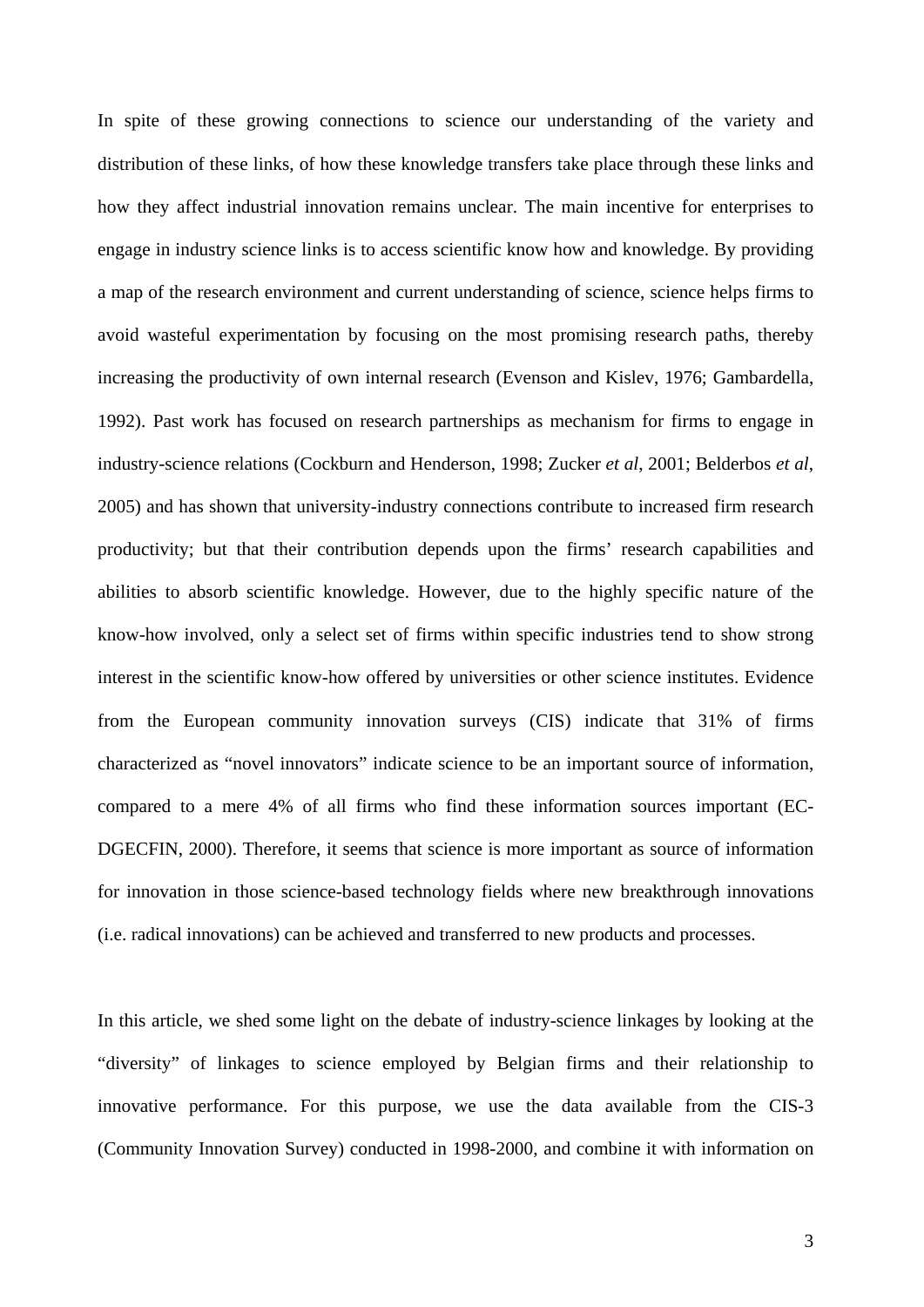In spite of these growing connections to science our understanding of the variety and distribution of these links, of how these knowledge transfers take place through these links and how they affect industrial innovation remains unclear. The main incentive for enterprises to engage in industry science links is to access scientific know how and knowledge. By providing a map of the research environment and current understanding of science, science helps firms to avoid wasteful experimentation by focusing on the most promising research paths, thereby increasing the productivity of own internal research (Evenson and Kislev, 1976; Gambardella, 1992). Past work has focused on research partnerships as mechanism for firms to engage in industry-science relations (Cockburn and Henderson, 1998; Zucker *et al*, 2001; Belderbos *et al*, 2005) and has shown that university-industry connections contribute to increased firm research productivity; but that their contribution depends upon the firms' research capabilities and abilities to absorb scientific knowledge. However, due to the highly specific nature of the know-how involved, only a select set of firms within specific industries tend to show strong interest in the scientific know-how offered by universities or other science institutes. Evidence from the European community innovation surveys (CIS) indicate that 31% of firms characterized as "novel innovators" indicate science to be an important source of information, compared to a mere 4% of all firms who find these information sources important (EC-DGECFIN, 2000). Therefore, it seems that science is more important as source of information for innovation in those science-based technology fields where new breakthrough innovations (i.e. radical innovations) can be achieved and transferred to new products and processes.

In this article, we shed some light on the debate of industry-science linkages by looking at the "diversity" of linkages to science employed by Belgian firms and their relationship to innovative performance. For this purpose, we use the data available from the CIS-3 (Community Innovation Survey) conducted in 1998-2000, and combine it with information on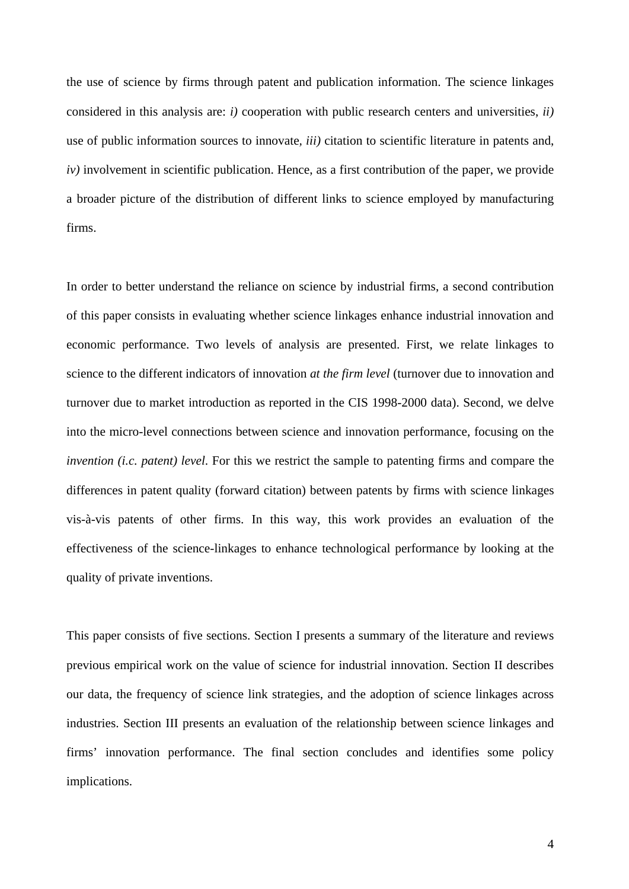the use of science by firms through patent and publication information. The science linkages considered in this analysis are: *i)* cooperation with public research centers and universities, *ii)* use of public information sources to innovate, *iii)* citation to scientific literature in patents and, *iv)* involvement in scientific publication. Hence, as a first contribution of the paper, we provide a broader picture of the distribution of different links to science employed by manufacturing firms.

In order to better understand the reliance on science by industrial firms, a second contribution of this paper consists in evaluating whether science linkages enhance industrial innovation and economic performance. Two levels of analysis are presented. First, we relate linkages to science to the different indicators of innovation *at the firm level* (turnover due to innovation and turnover due to market introduction as reported in the CIS 1998-2000 data). Second, we delve into the micro-level connections between science and innovation performance, focusing on the *invention (i.c. patent) level*. For this we restrict the sample to patenting firms and compare the differences in patent quality (forward citation) between patents by firms with science linkages vis-à-vis patents of other firms. In this way, this work provides an evaluation of the effectiveness of the science-linkages to enhance technological performance by looking at the quality of private inventions.

This paper consists of five sections. Section I presents a summary of the literature and reviews previous empirical work on the value of science for industrial innovation. Section II describes our data, the frequency of science link strategies, and the adoption of science linkages across industries. Section III presents an evaluation of the relationship between science linkages and firms' innovation performance. The final section concludes and identifies some policy implications.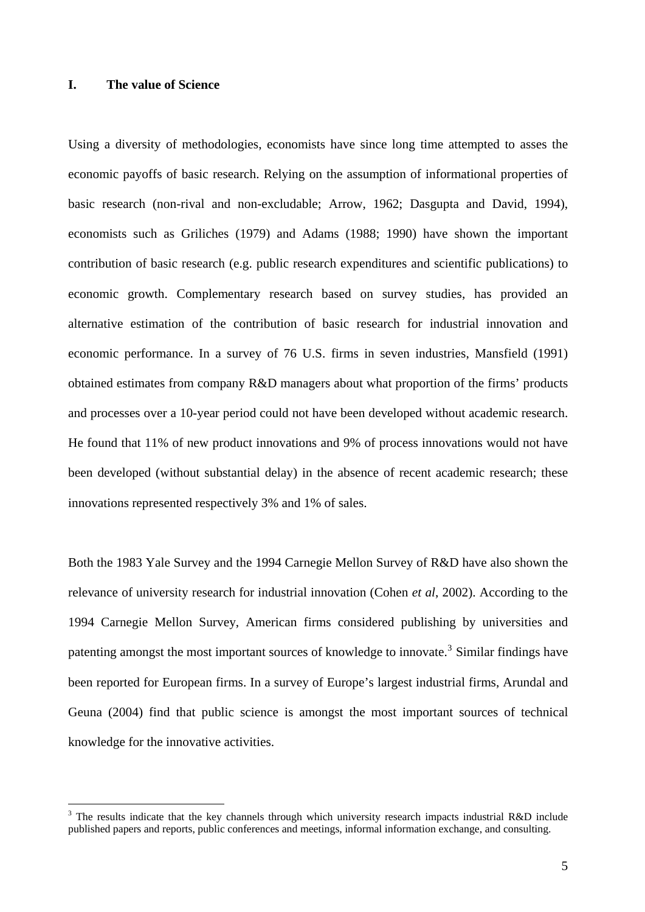## I. The value of Science

Using a diversity of methodologies, economists have since long time attempted to asses the economic payoffs of basic research. Relying on the assumption of informational properties of basic research (non-rival and non-excludable; Arrow, 1962; Dasgupta and David, 1994), economists such as Griliches (1979) and Adams (1988; 1990) have shown the important contribution of basic research (e.g. public research expenditures and scientific publications) to economic growth. Complementary research based on survey studies, has provided an alternative estimation of the contribution of basic research for industrial innovation and economic performance. In a survey of 76 U.S. firms in seven industries, Mansfield (1991) obtained estimates from company R&D managers about what proportion of the firms' products and processes over a 10-year period could not have been developed without academic research. He found that 11% of new product innovations and 9% of process innovations would not have been developed (without substantial delay) in the absence of recent academic research; these innovations represented respectively 3% and 1% of sales.

Both the 1983 Yale Survey and the 1994 Carnegie Mellon Survey of R&D have also shown the relevance of university research for industrial innovation (Cohen *et al*, 2002). According to the 1994 Carnegie Mellon Survey, American firms considered publishing by universities and patenting amongst the most important sources of knowledge to innovate.[3] Similar findings have been reported for European firms. In a survey of Europe's largest industrial firms, Arundal and Geuna (2004) find that public science is amongst the most important sources of technical knowledge for the innovative activities.

[3] The results indicate that the key channels through which university research impacts industrial R&D include published papers and reports, public conferences and meetings, informal information exchange, and consulting.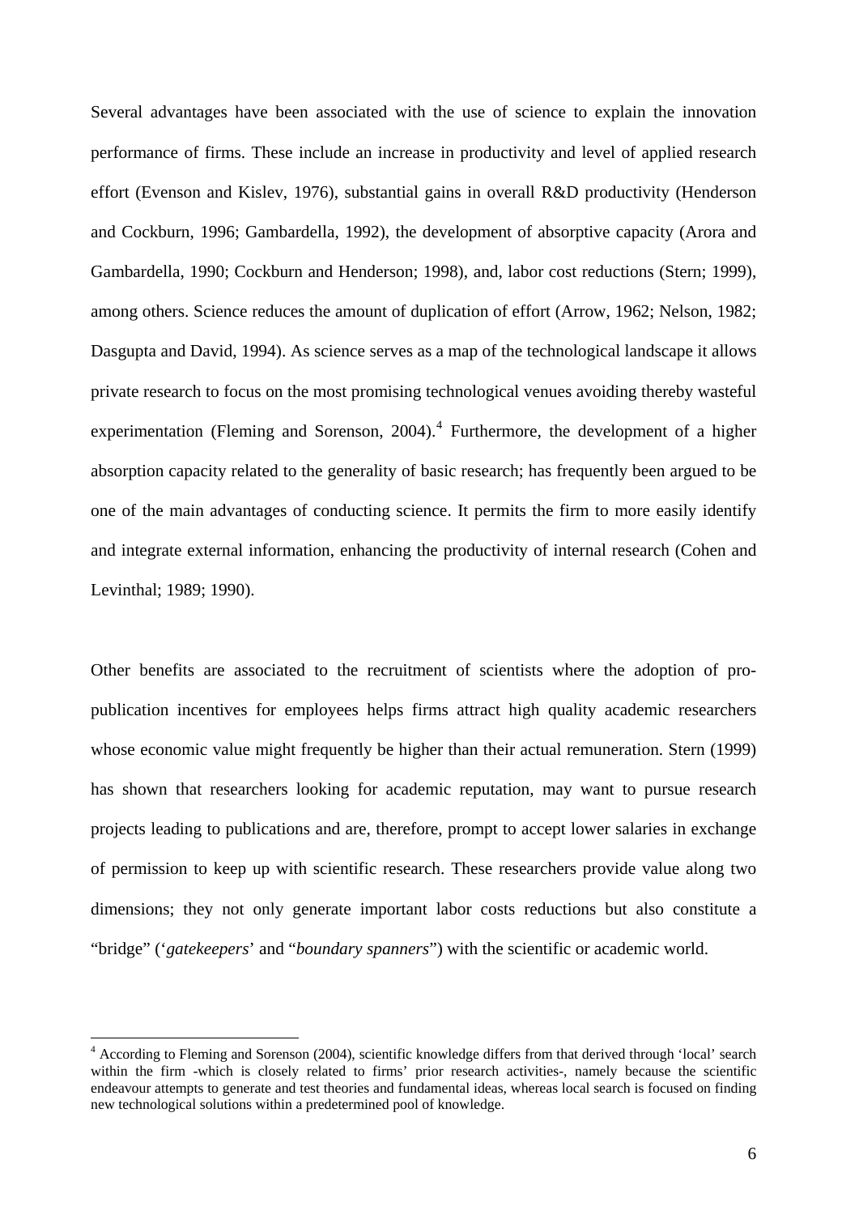Several advantages have been associated with the use of science to explain the innovation performance of firms. These include an increase in productivity and level of applied research effort (Evenson and Kislev, 1976), substantial gains in overall R&D productivity (Henderson and Cockburn, 1996; Gambardella, 1992), the development of absorptive capacity (Arora and Gambardella, 1990; Cockburn and Henderson; 1998), and, labor cost reductions (Stern; 1999), among others. Science reduces the amount of duplication of effort (Arrow, 1962; Nelson, 1982; Dasgupta and David, 1994). As science serves as a map of the technological landscape it allows private research to focus on the most promising technological venues avoiding thereby wasteful experimentation (Fleming and Sorenson, 2004).[4] Furthermore, the development of a higher absorption capacity related to the generality of basic research; has frequently been argued to be one of the main advantages of conducting science. It permits the firm to more easily identify and integrate external information, enhancing the productivity of internal research (Cohen and Levinthal; 1989; 1990).

Other benefits are associated to the recruitment of scientists where the adoption of pro-publication incentives for employees helps firms attract high quality academic researchers whose economic value might frequently be higher than their actual remuneration. Stern (1999) has shown that researchers looking for academic reputation, may want to pursue research projects leading to publications and are, therefore, prompt to accept lower salaries in exchange of permission to keep up with scientific research. These researchers provide value along two dimensions; they not only generate important labor costs reductions but also constitute a "bridge" ('*gatekeepers*' and "*boundary spanners*") with the scientific or academic world.

[4] According to Fleming and Sorenson (2004), scientific knowledge differs from that derived through 'local' search within the firm -which is closely related to firms' prior research activities-, namely because the scientific endeavour attempts to generate and test theories and fundamental ideas, whereas local search is focused on finding new technological solutions within a predetermined pool of knowledge.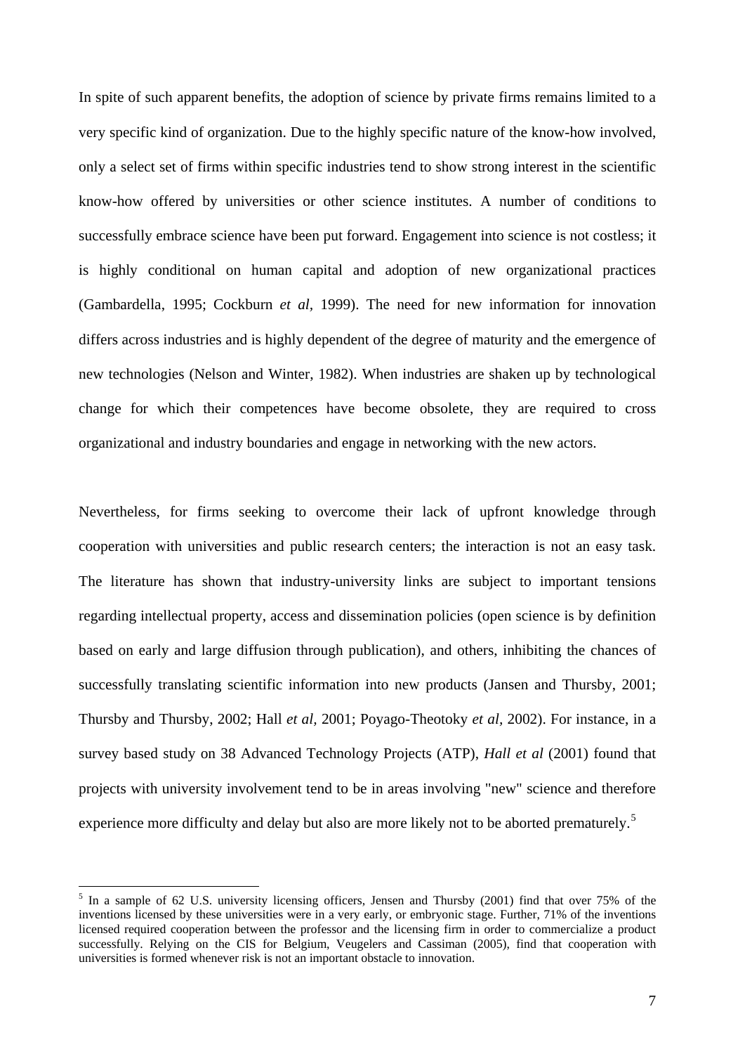In spite of such apparent benefits, the adoption of science by private firms remains limited to a very specific kind of organization. Due to the highly specific nature of the know-how involved, only a select set of firms within specific industries tend to show strong interest in the scientific know-how offered by universities or other science institutes. A number of conditions to successfully embrace science have been put forward. Engagement into science is not costless; it is highly conditional on human capital and adoption of new organizational practices (Gambardella, 1995; Cockburn *et al,* 1999). The need for new information for innovation differs across industries and is highly dependent of the degree of maturity and the emergence of new technologies (Nelson and Winter, 1982). When industries are shaken up by technological change for which their competences have become obsolete, they are required to cross organizational and industry boundaries and engage in networking with the new actors.

Nevertheless, for firms seeking to overcome their lack of upfront knowledge through cooperation with universities and public research centers; the interaction is not an easy task. The literature has shown that industry-university links are subject to important tensions regarding intellectual property, access and dissemination policies (open science is by definition based on early and large diffusion through publication), and others, inhibiting the chances of successfully translating scientific information into new products (Jansen and Thursby, 2001; Thursby and Thursby, 2002; Hall *et al,* 2001; Poyago-Theotoky *et al,* 2002). For instance, in a survey based study on 38 Advanced Technology Projects (ATP), *Hall et al* (2001) found that projects with university involvement tend to be in areas involving "new" science and therefore experience more difficulty and delay but also are more likely not to be aborted prematurely.[5]

[5] In a sample of 62 U.S. university licensing officers, Jensen and Thursby (2001) find that over 75% of the inventions licensed by these universities were in a very early, or embryonic stage. Further, 71% of the inventions licensed required cooperation between the professor and the licensing firm in order to commercialize a product successfully. Relying on the CIS for Belgium, Veugelers and Cassiman (2005), find that cooperation with universities is formed whenever risk is not an important obstacle to innovation.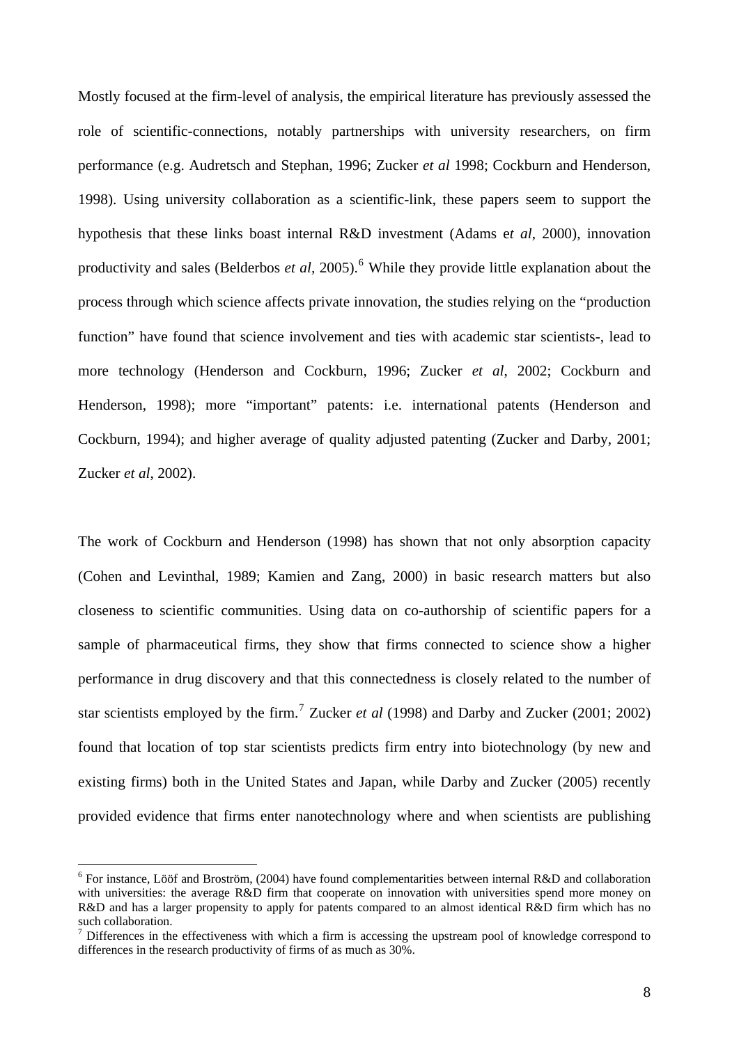Mostly focused at the firm-level of analysis, the empirical literature has previously assessed the role of scientific-connections, notably partnerships with university researchers, on firm performance (e.g. Audretsch and Stephan, 1996; Zucker *et al* 1998; Cockburn and Henderson, 1998). Using university collaboration as a scientific-link, these papers seem to support the hypothesis that these links boast internal R&D investment (Adams e*t al*, 2000), innovation productivity and sales (Belderbos *et al*, 2005).[6] While they provide little explanation about the process through which science affects private innovation, the studies relying on the "production function" have found that science involvement and ties with academic star scientists-, lead to more technology (Henderson and Cockburn, 1996; Zucker *et al*, 2002; Cockburn and Henderson, 1998); more "important" patents: i.e. international patents (Henderson and Cockburn, 1994); and higher average of quality adjusted patenting (Zucker and Darby, 2001; Zucker *et al*, 2002).

The work of Cockburn and Henderson (1998) has shown that not only absorption capacity (Cohen and Levinthal, 1989; Kamien and Zang, 2000) in basic research matters but also closeness to scientific communities. Using data on co-authorship of scientific papers for a sample of pharmaceutical firms, they show that firms connected to science show a higher performance in drug discovery and that this connectedness is closely related to the number of star scientists employed by the firm.[7] Zucker *et al* (1998) and Darby and Zucker (2001; 2002) found that location of top star scientists predicts firm entry into biotechnology (by new and existing firms) both in the United States and Japan, while Darby and Zucker (2005) recently provided evidence that firms enter nanotechnology where and when scientists are publishing

[6] For instance, Lööf and Broström, (2004) have found complementarities between internal R&D and collaboration with universities: the average R&D firm that cooperate on innovation with universities spend more money on R&D and has a larger propensity to apply for patents compared to an almost identical R&D firm which has no such collaboration.

[7] Differences in the effectiveness with which a firm is accessing the upstream pool of knowledge correspond to differences in the research productivity of firms of as much as 30%.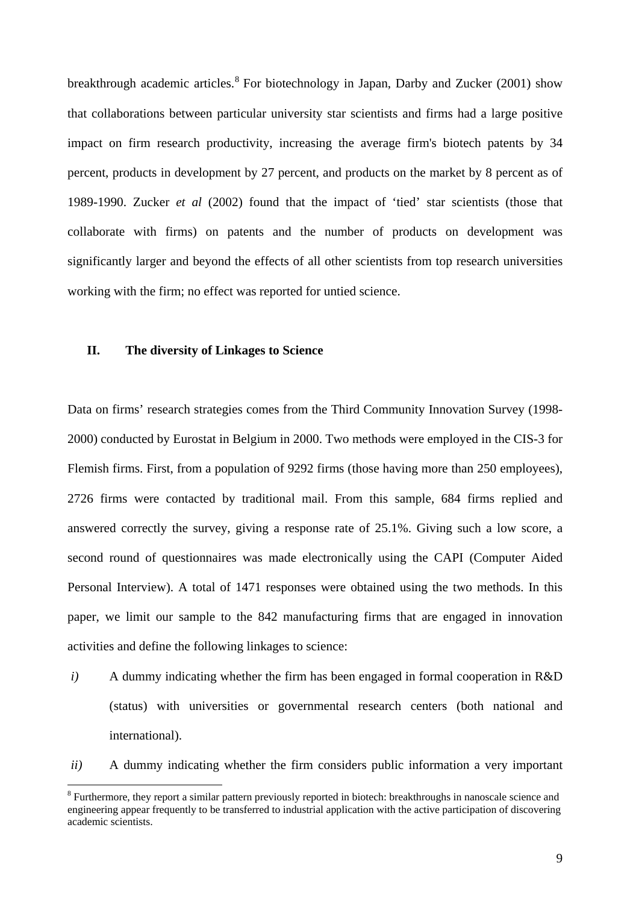breakthrough academic articles.[8] For biotechnology in Japan, Darby and Zucker (2001) show that collaborations between particular university star scientists and firms had a large positive impact on firm research productivity, increasing the average firm's biotech patents by 34 percent, products in development by 27 percent, and products on the market by 8 percent as of 1989-1990. Zucker *et al* (2002) found that the impact of 'tied' star scientists (those that collaborate with firms) on patents and the number of products on development was significantly larger and beyond the effects of all other scientists from top research universities working with the firm; no effect was reported for untied science.

## II. The diversity of Linkages to Science

Data on firms' research strategies comes from the Third Community Innovation Survey (1998-2000) conducted by Eurostat in Belgium in 2000. Two methods were employed in the CIS-3 for Flemish firms. First, from a population of 9292 firms (those having more than 250 employees), 2726 firms were contacted by traditional mail. From this sample, 684 firms replied and answered correctly the survey, giving a response rate of 25.1%. Giving such a low score, a second round of questionnaires was made electronically using the CAPI (Computer Aided Personal Interview). A total of 1471 responses were obtained using the two methods. In this paper, we limit our sample to the 842 manufacturing firms that are engaged in innovation activities and define the following linkages to science:

*i)* A dummy indicating whether the firm has been engaged in formal cooperation in R&D (status) with universities or governmental research centers (both national and international).

*ii)* A dummy indicating whether the firm considers public information a very important

[8] Furthermore, they report a similar pattern previously reported in biotech: breakthroughs in nanoscale science and engineering appear frequently to be transferred to industrial application with the active participation of discovering academic scientists.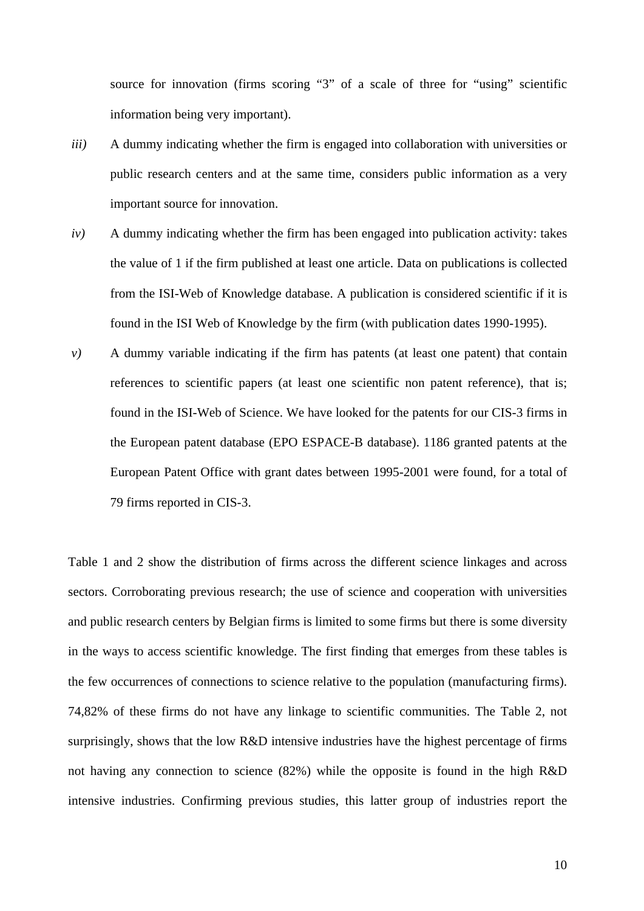source for innovation (firms scoring "3" of a scale of three for "using" scientific information being very important).

*iii)* A dummy indicating whether the firm is engaged into collaboration with universities or public research centers and at the same time, considers public information as a very important source for innovation.

*iv)* A dummy indicating whether the firm has been engaged into publication activity: takes the value of 1 if the firm published at least one article. Data on publications is collected from the ISI-Web of Knowledge database. A publication is considered scientific if it is found in the ISI Web of Knowledge by the firm (with publication dates 1990-1995).

*v)* A dummy variable indicating if the firm has patents (at least one patent) that contain references to scientific papers (at least one scientific non patent reference), that is; found in the ISI-Web of Science. We have looked for the patents for our CIS-3 firms in the European patent database (EPO ESPACE-B database). 1186 granted patents at the European Patent Office with grant dates between 1995-2001 were found, for a total of 79 firms reported in CIS-3.

Table 1 and 2 show the distribution of firms across the different science linkages and across sectors. Corroborating previous research; the use of science and cooperation with universities and public research centers by Belgian firms is limited to some firms but there is some diversity in the ways to access scientific knowledge. The first finding that emerges from these tables is the few occurrences of connections to science relative to the population (manufacturing firms). 74,82% of these firms do not have any linkage to scientific communities. The Table 2, not surprisingly, shows that the low R&D intensive industries have the highest percentage of firms not having any connection to science (82%) while the opposite is found in the high R&D intensive industries. Confirming previous studies, this latter group of industries report the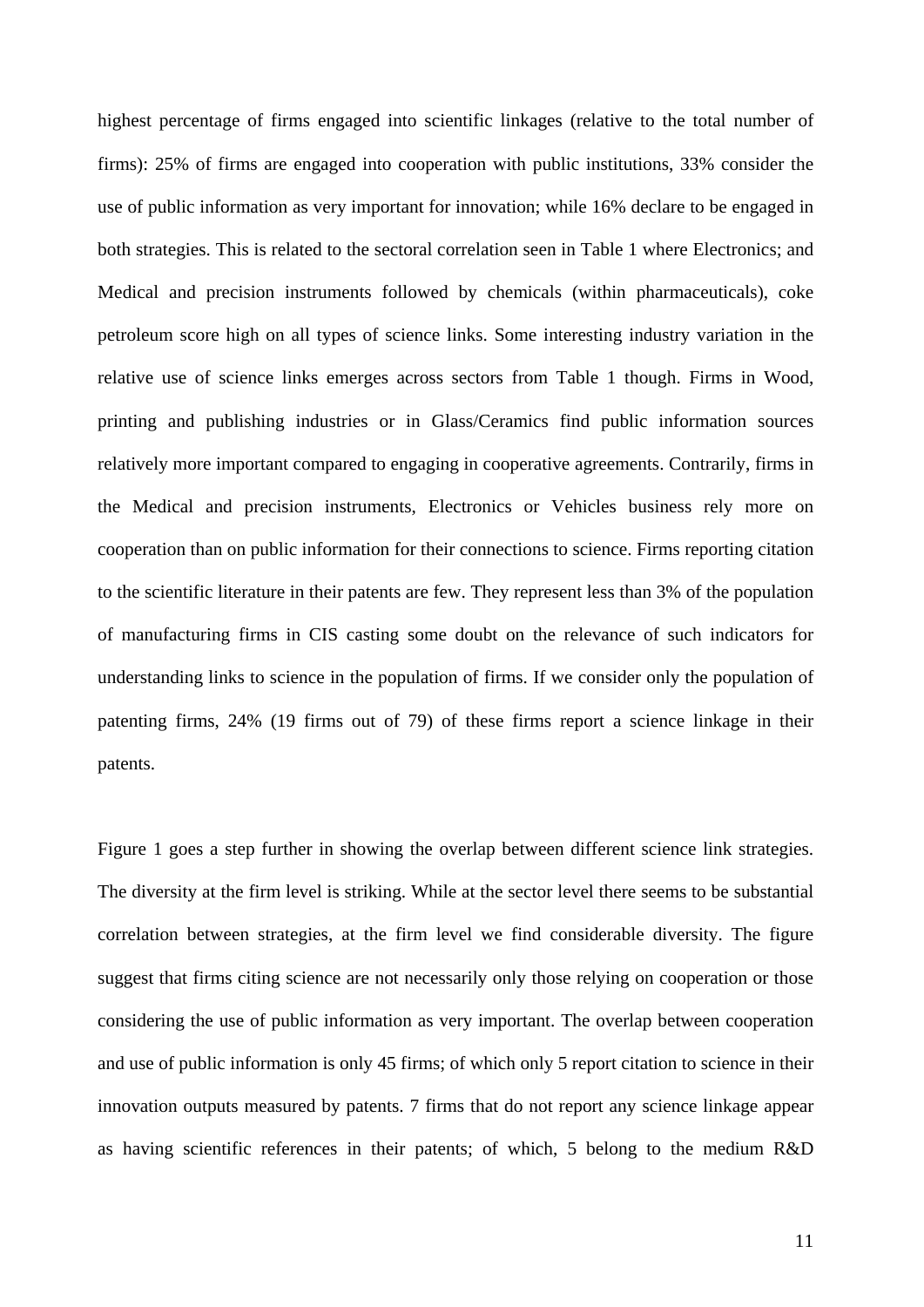highest percentage of firms engaged into scientific linkages (relative to the total number of firms): 25% of firms are engaged into cooperation with public institutions, 33% consider the use of public information as very important for innovation; while 16% declare to be engaged in both strategies. This is related to the sectoral correlation seen in Table 1 where Electronics; and Medical and precision instruments followed by chemicals (within pharmaceuticals), coke petroleum score high on all types of science links. Some interesting industry variation in the relative use of science links emerges across sectors from Table 1 though. Firms in Wood, printing and publishing industries or in Glass/Ceramics find public information sources relatively more important compared to engaging in cooperative agreements. Contrarily, firms in the Medical and precision instruments, Electronics or Vehicles business rely more on cooperation than on public information for their connections to science. Firms reporting citation to the scientific literature in their patents are few. They represent less than 3% of the population of manufacturing firms in CIS casting some doubt on the relevance of such indicators for understanding links to science in the population of firms. If we consider only the population of patenting firms, 24% (19 firms out of 79) of these firms report a science linkage in their patents.

Figure 1 goes a step further in showing the overlap between different science link strategies. The diversity at the firm level is striking. While at the sector level there seems to be substantial correlation between strategies, at the firm level we find considerable diversity. The figure suggest that firms citing science are not necessarily only those relying on cooperation or those considering the use of public information as very important. The overlap between cooperation and use of public information is only 45 firms; of which only 5 report citation to science in their innovation outputs measured by patents. 7 firms that do not report any science linkage appear as having scientific references in their patents; of which, 5 belong to the medium R&D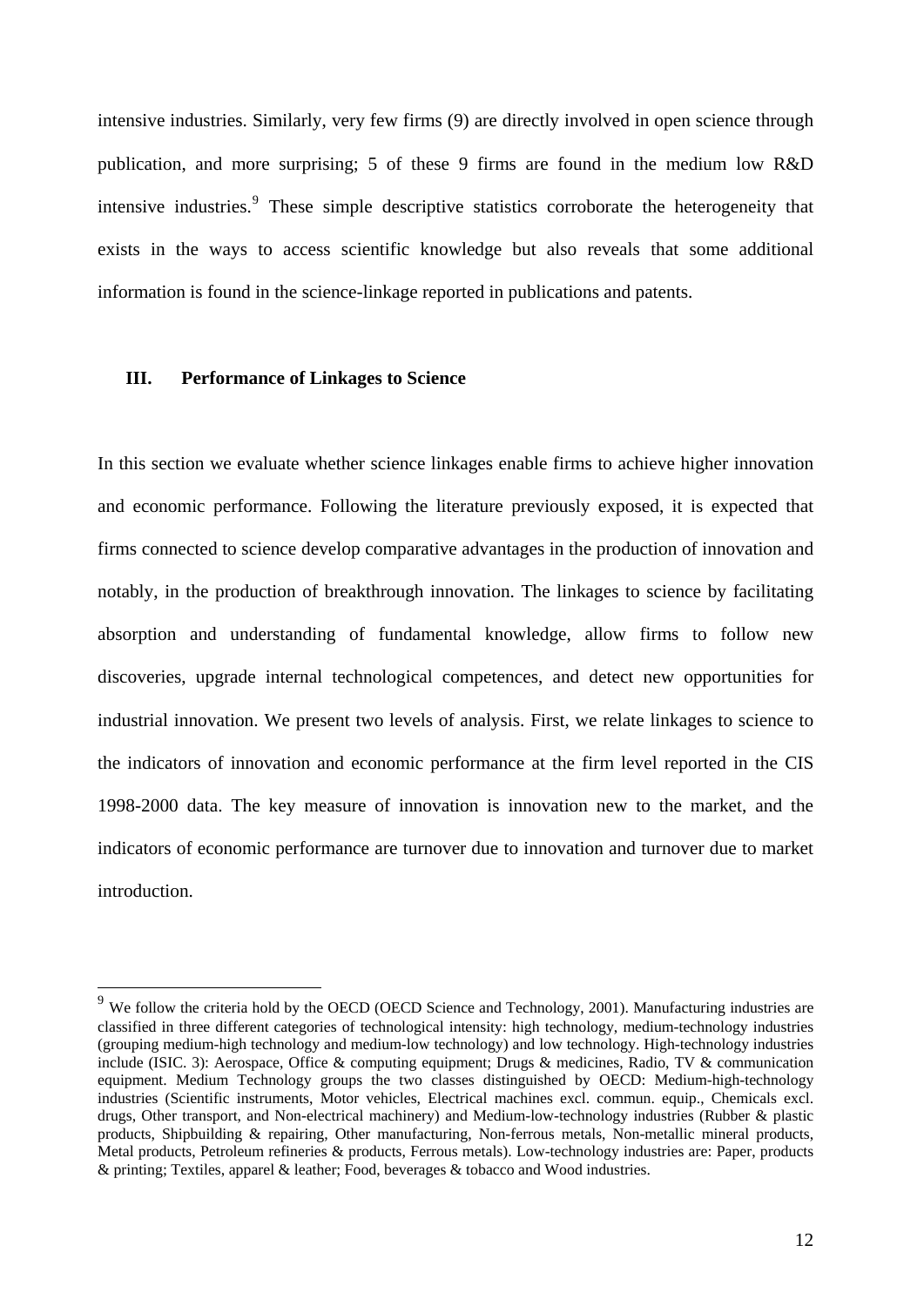intensive industries. Similarly, very few firms (9) are directly involved in open science through publication, and more surprising; 5 of these 9 firms are found in the medium low R&D intensive industries.[9] These simple descriptive statistics corroborate the heterogeneity that exists in the ways to access scientific knowledge but also reveals that some additional information is found in the science-linkage reported in publications and patents.

## III. Performance of Linkages to Science

In this section we evaluate whether science linkages enable firms to achieve higher innovation and economic performance. Following the literature previously exposed, it is expected that firms connected to science develop comparative advantages in the production of innovation and notably, in the production of breakthrough innovation. The linkages to science by facilitating absorption and understanding of fundamental knowledge, allow firms to follow new discoveries, upgrade internal technological competences, and detect new opportunities for industrial innovation. We present two levels of analysis. First, we relate linkages to science to the indicators of innovation and economic performance at the firm level reported in the CIS 1998-2000 data. The key measure of innovation is innovation new to the market, and the indicators of economic performance are turnover due to innovation and turnover due to market introduction.

---

[9] We follow the criteria hold by the OECD (OECD Science and Technology, 2001). Manufacturing industries are classified in three different categories of technological intensity: high technology, medium-technology industries (grouping medium-high technology and medium-low technology) and low technology. High-technology industries include (ISIC. 3): Aerospace, Office & computing equipment; Drugs & medicines, Radio, TV & communication equipment. Medium Technology groups the two classes distinguished by OECD: Medium-high-technology industries (Scientific instruments, Motor vehicles, Electrical machines excl. commun. equip., Chemicals excl. drugs, Other transport, and Non-electrical machinery) and Medium-low-technology industries (Rubber & plastic products, Shipbuilding & repairing, Other manufacturing, Non-ferrous metals, Non-metallic mineral products, Metal products, Petroleum refineries & products, Ferrous metals). Low-technology industries are: Paper, products & printing; Textiles, apparel & leather; Food, beverages & tobacco and Wood industries.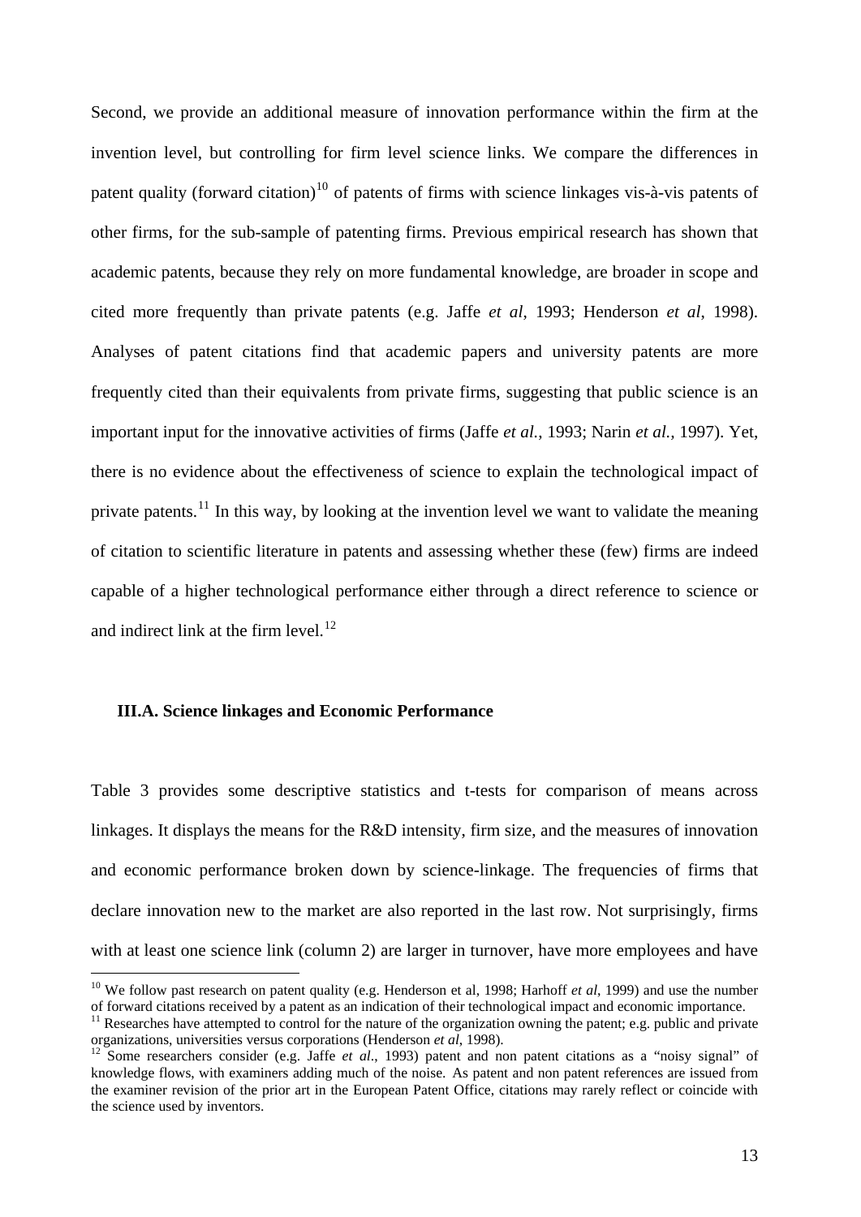Second, we provide an additional measure of innovation performance within the firm at the invention level, but controlling for firm level science links. We compare the differences in patent quality (forward citation)[10] of patents of firms with science linkages vis-à-vis patents of other firms, for the sub-sample of patenting firms. Previous empirical research has shown that academic patents, because they rely on more fundamental knowledge, are broader in scope and cited more frequently than private patents (e.g. Jaffe *et al*, 1993; Henderson *et al*, 1998). Analyses of patent citations find that academic papers and university patents are more frequently cited than their equivalents from private firms, suggesting that public science is an important input for the innovative activities of firms (Jaffe *et al.*, 1993; Narin *et al.,* 1997). Yet, there is no evidence about the effectiveness of science to explain the technological impact of private patents.[11] In this way, by looking at the invention level we want to validate the meaning of citation to scientific literature in patents and assessing whether these (few) firms are indeed capable of a higher technological performance either through a direct reference to science or and indirect link at the firm level.[12]

### III.A. Science linkages and Economic Performance

Table 3 provides some descriptive statistics and t-tests for comparison of means across linkages. It displays the means for the R&D intensity, firm size, and the measures of innovation and economic performance broken down by science-linkage. The frequencies of firms that declare innovation new to the market are also reported in the last row. Not surprisingly, firms with at least one science link (column 2) are larger in turnover, have more employees and have

---

[10] We follow past research on patent quality (e.g. Henderson et al, 1998; Harhoff *et al*, 1999) and use the number of forward citations received by a patent as an indication of their technological impact and economic importance.

[11] Researches have attempted to control for the nature of the organization owning the patent; e.g. public and private organizations, universities versus corporations (Henderson *et al*, 1998).

[12] Some researchers consider (e.g. Jaffe *et al*., 1993) patent and non patent citations as a "noisy signal" of knowledge flows, with examiners adding much of the noise. As patent and non patent references are issued from the examiner revision of the prior art in the European Patent Office, citations may rarely reflect or coincide with the science used by inventors.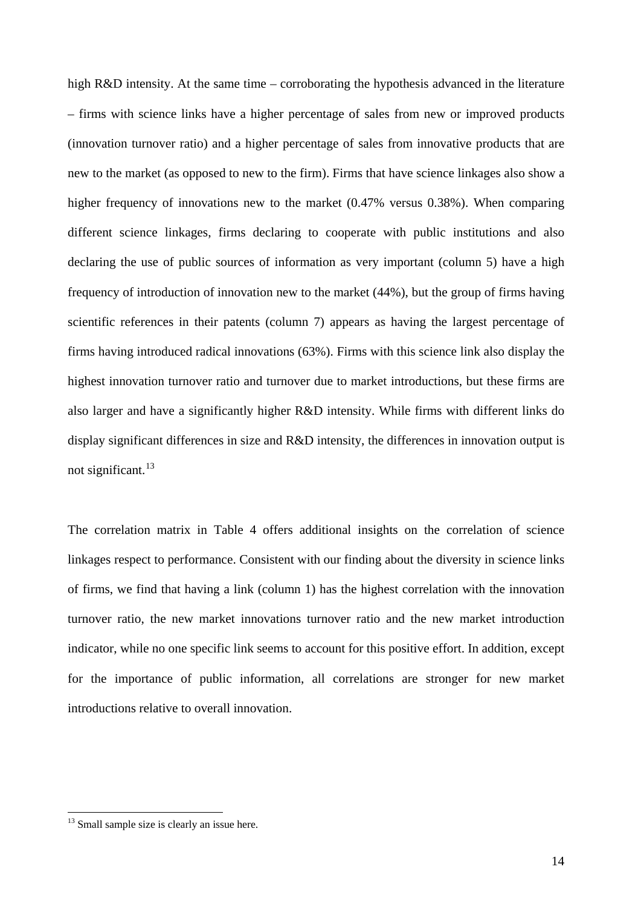high R&D intensity. At the same time – corroborating the hypothesis advanced in the literature – firms with science links have a higher percentage of sales from new or improved products (innovation turnover ratio) and a higher percentage of sales from innovative products that are new to the market (as opposed to new to the firm). Firms that have science linkages also show a higher frequency of innovations new to the market (0.47% versus 0.38%). When comparing different science linkages, firms declaring to cooperate with public institutions and also declaring the use of public sources of information as very important (column 5) have a high frequency of introduction of innovation new to the market (44%), but the group of firms having scientific references in their patents (column 7) appears as having the largest percentage of firms having introduced radical innovations (63%). Firms with this science link also display the highest innovation turnover ratio and turnover due to market introductions, but these firms are also larger and have a significantly higher R&D intensity. While firms with different links do display significant differences in size and R&D intensity, the differences in innovation output is not significant.[13]

The correlation matrix in Table 4 offers additional insights on the correlation of science linkages respect to performance. Consistent with our finding about the diversity in science links of firms, we find that having a link (column 1) has the highest correlation with the innovation turnover ratio, the new market innovations turnover ratio and the new market introduction indicator, while no one specific link seems to account for this positive effort. In addition, except for the importance of public information, all correlations are stronger for new market introductions relative to overall innovation.

[13] Small sample size is clearly an issue here.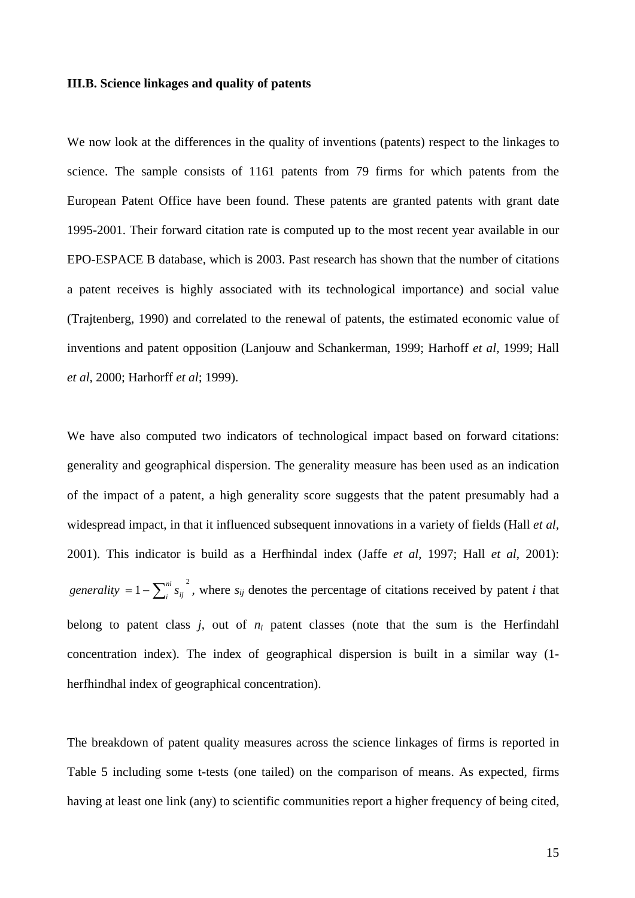**III.B. Science linkages and quality of patents**

We now look at the differences in the quality of inventions (patents) respect to the linkages to science. The sample consists of 1161 patents from 79 firms for which patents from the European Patent Office have been found. These patents are granted patents with grant date 1995-2001. Their forward citation rate is computed up to the most recent year available in our EPO-ESPACE B database, which is 2003. Past research has shown that the number of citations a patent receives is highly associated with its technological importance) and social value (Trajtenberg, 1990) and correlated to the renewal of patents, the estimated economic value of inventions and patent opposition (Lanjouw and Schankerman, 1999; Harhoff *et al,* 1999; Hall *et al,* 2000; Harhorff *et al*; 1999).

We have also computed two indicators of technological impact based on forward citations: generality and geographical dispersion. The generality measure has been used as an indication of the impact of a patent, a high generality score suggests that the patent presumably had a widespread impact, in that it influenced subsequent innovations in a variety of fields (Hall *et al*, 2001). This indicator is build as a Herfhindal index (Jaffe *et al*, 1997; Hall *et al*, 2001): $generality = 1 - \sum_{i}^{ni} s_{ij}^{\ 2}$, where $s_{ij}$ denotes the percentage of citations received by patent $i$ that belong to patent class $j$, out of $n_i$ patent classes (note that the sum is the Herfindahl concentration index). The index of geographical dispersion is built in a similar way (1-herfhindhal index of geographical concentration).

The breakdown of patent quality measures across the science linkages of firms is reported in Table 5 including some t-tests (one tailed) on the comparison of means. As expected, firms having at least one link (any) to scientific communities report a higher frequency of being cited,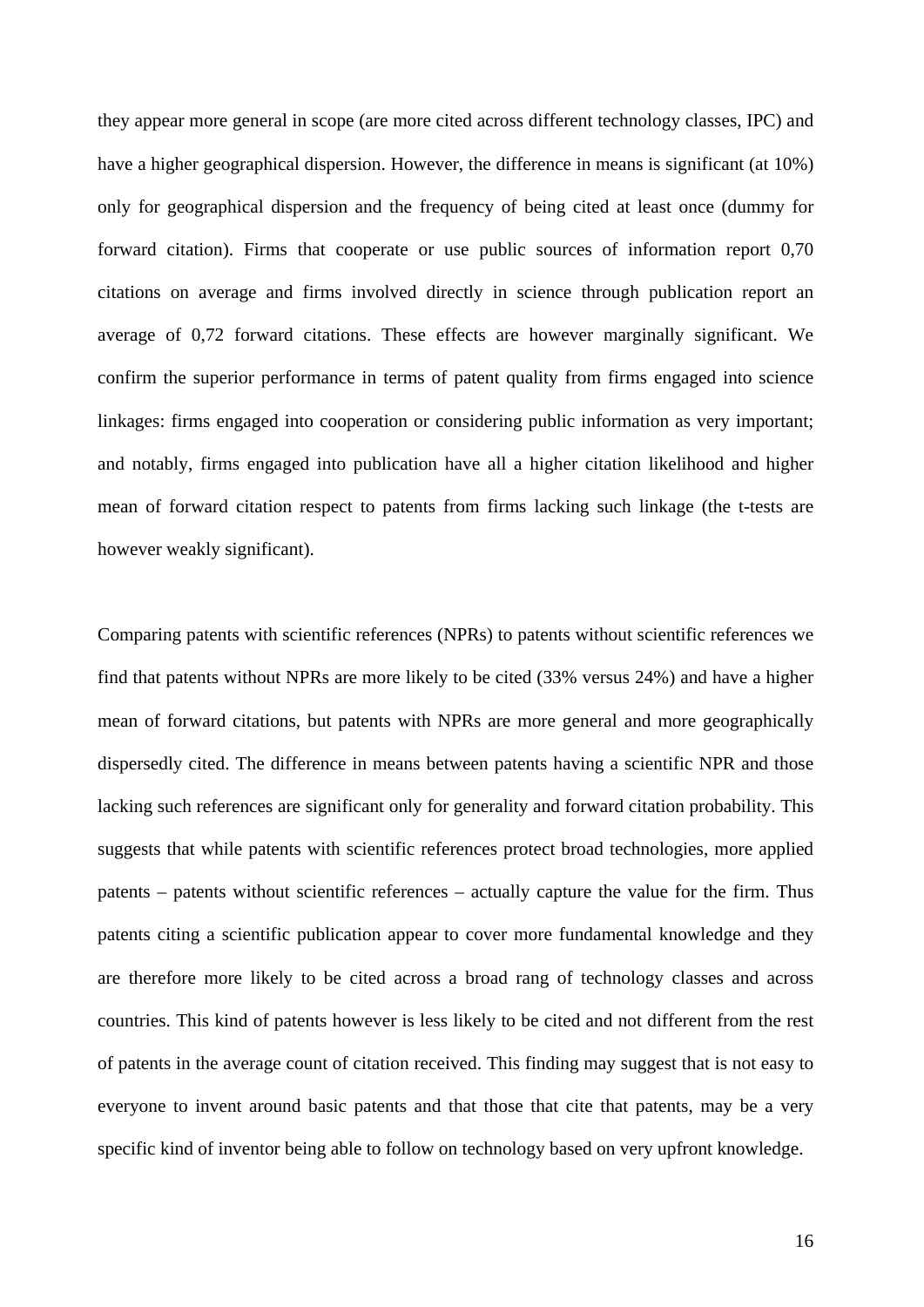they appear more general in scope (are more cited across different technology classes, IPC) and have a higher geographical dispersion. However, the difference in means is significant (at 10%) only for geographical dispersion and the frequency of being cited at least once (dummy for forward citation). Firms that cooperate or use public sources of information report 0,70 citations on average and firms involved directly in science through publication report an average of 0,72 forward citations. These effects are however marginally significant. We confirm the superior performance in terms of patent quality from firms engaged into science linkages: firms engaged into cooperation or considering public information as very important; and notably, firms engaged into publication have all a higher citation likelihood and higher mean of forward citation respect to patents from firms lacking such linkage (the t-tests are however weakly significant).

Comparing patents with scientific references (NPRs) to patents without scientific references we find that patents without NPRs are more likely to be cited (33% versus 24%) and have a higher mean of forward citations, but patents with NPRs are more general and more geographically dispersedly cited. The difference in means between patents having a scientific NPR and those lacking such references are significant only for generality and forward citation probability. This suggests that while patents with scientific references protect broad technologies, more applied patents – patents without scientific references – actually capture the value for the firm. Thus patents citing a scientific publication appear to cover more fundamental knowledge and they are therefore more likely to be cited across a broad rang of technology classes and across countries. This kind of patents however is less likely to be cited and not different from the rest of patents in the average count of citation received. This finding may suggest that is not easy to everyone to invent around basic patents and that those that cite that patents, may be a very specific kind of inventor being able to follow on technology based on very upfront knowledge.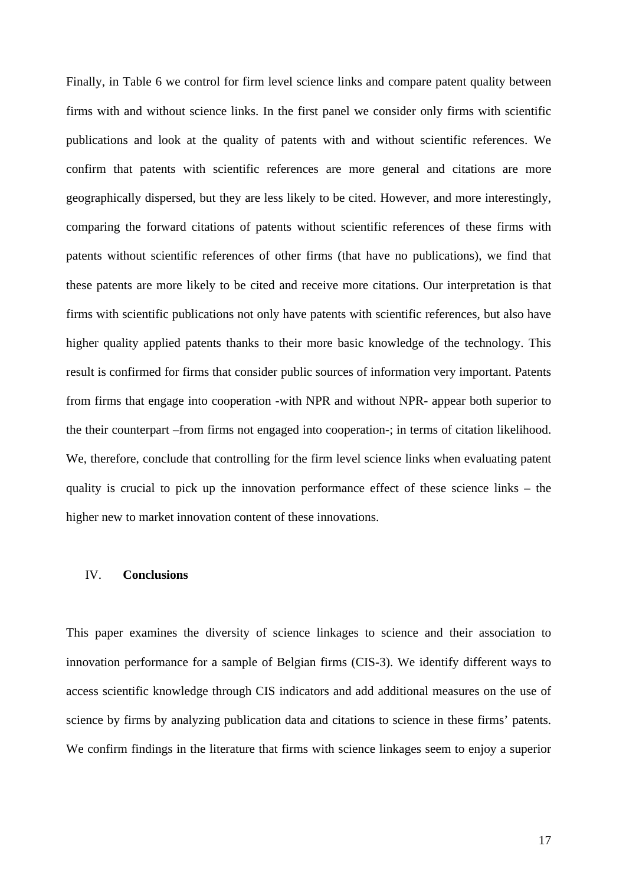Finally, in Table 6 we control for firm level science links and compare patent quality between firms with and without science links. In the first panel we consider only firms with scientific publications and look at the quality of patents with and without scientific references. We confirm that patents with scientific references are more general and citations are more geographically dispersed, but they are less likely to be cited. However, and more interestingly, comparing the forward citations of patents without scientific references of these firms with patents without scientific references of other firms (that have no publications), we find that these patents are more likely to be cited and receive more citations. Our interpretation is that firms with scientific publications not only have patents with scientific references, but also have higher quality applied patents thanks to their more basic knowledge of the technology. This result is confirmed for firms that consider public sources of information very important. Patents from firms that engage into cooperation -with NPR and without NPR- appear both superior to the their counterpart –from firms not engaged into cooperation-; in terms of citation likelihood. We, therefore, conclude that controlling for the firm level science links when evaluating patent quality is crucial to pick up the innovation performance effect of these science links – the higher new to market innovation content of these innovations.

## IV. Conclusions

This paper examines the diversity of science linkages to science and their association to innovation performance for a sample of Belgian firms (CIS-3). We identify different ways to access scientific knowledge through CIS indicators and add additional measures on the use of science by firms by analyzing publication data and citations to science in these firms' patents. We confirm findings in the literature that firms with science linkages seem to enjoy a superior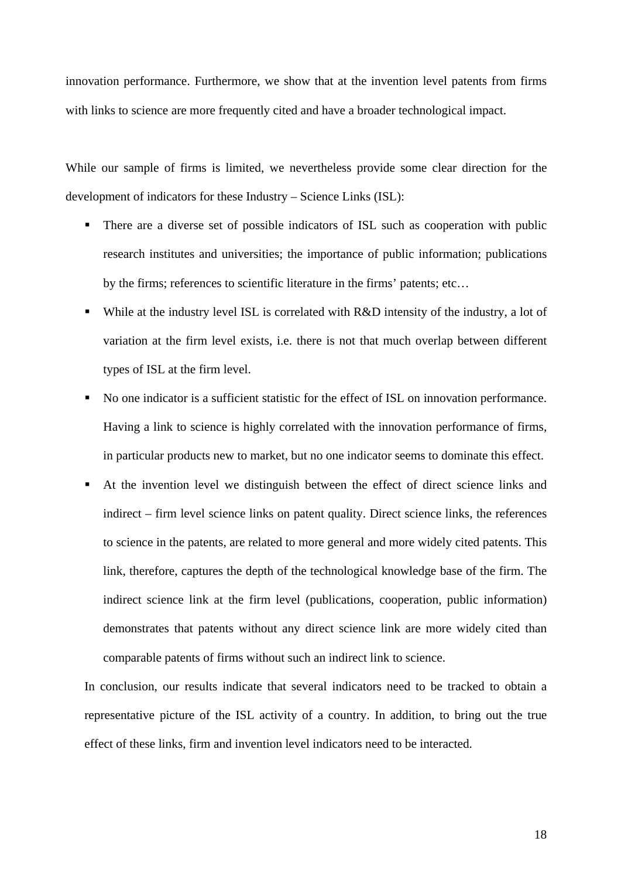innovation performance. Furthermore, we show that at the invention level patents from firms with links to science are more frequently cited and have a broader technological impact.

While our sample of firms is limited, we nevertheless provide some clear direction for the development of indicators for these Industry – Science Links (ISL):

- There are a diverse set of possible indicators of ISL such as cooperation with public research institutes and universities; the importance of public information; publications by the firms; references to scientific literature in the firms' patents; etc…
- While at the industry level ISL is correlated with R&D intensity of the industry, a lot of variation at the firm level exists, i.e. there is not that much overlap between different types of ISL at the firm level.
- No one indicator is a sufficient statistic for the effect of ISL on innovation performance. Having a link to science is highly correlated with the innovation performance of firms, in particular products new to market, but no one indicator seems to dominate this effect.
- At the invention level we distinguish between the effect of direct science links and indirect – firm level science links on patent quality. Direct science links, the references to science in the patents, are related to more general and more widely cited patents. This link, therefore, captures the depth of the technological knowledge base of the firm. The indirect science link at the firm level (publications, cooperation, public information) demonstrates that patents without any direct science link are more widely cited than comparable patents of firms without such an indirect link to science.

In conclusion, our results indicate that several indicators need to be tracked to obtain a representative picture of the ISL activity of a country. In addition, to bring out the true effect of these links, firm and invention level indicators need to be interacted.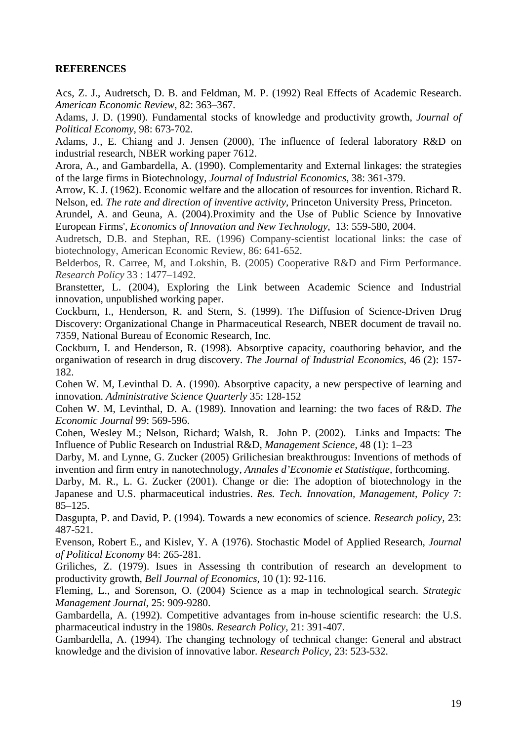**REFERENCES**

Acs, Z. J., Audretsch, D. B. and Feldman, M. P. (1992) Real Effects of Academic Research. *American Economic Review*, 82: 363–367.

Adams, J. D. (1990). Fundamental stocks of knowledge and productivity growth, *Journal of Political Economy*, 98: 673-702.

Adams, J., E. Chiang and J. Jensen (2000), The influence of federal laboratory R&D on industrial research, NBER working paper 7612.

Arora, A., and Gambardella, A. (1990). Complementarity and External linkages: the strategies of the large firms in Biotechnology, *Journal of Industrial Economics*, 38: 361-379.

Arrow, K. J. (1962). Economic welfare and the allocation of resources for invention. Richard R. Nelson, ed. *The rate and direction of inventive activity*, Princeton University Press, Princeton.

Arundel, A. and Geuna, A. (2004).Proximity and the Use of Public Science by Innovative European Firms', *Economics of Innovation and New Technology*, 13: 559-580, 2004.

Audretsch, D.B. and Stephan, RE. (1996) Company-scientist locational links: the case of biotechnology, American Economic Review, 86: 641-652.

Belderbos, R. Carree, M, and Lokshin, B. (2005) Cooperative R&D and Firm Performance. *Research Policy* 33 : 1477–1492.

Branstetter, L. (2004), Exploring the Link between Academic Science and Industrial innovation, unpublished working paper.

Cockburn, I., Henderson, R. and Stern, S. (1999). The Diffusion of Science-Driven Drug Discovery: Organizational Change in Pharmaceutical Research, NBER document de travail no. 7359, National Bureau of Economic Research, Inc.

Cockburn, I. and Henderson, R. (1998). Absorptive capacity, coauthoring behavior, and the organiwation of research in drug discovery. *The Journal of Industrial Economics*, 46 (2): 157-182.

Cohen W. M, Levinthal D. A. (1990). Absorptive capacity, a new perspective of learning and innovation. *Administrative Science Quarterly* 35: 128-152

Cohen W. M, Levinthal, D. A. (1989). Innovation and learning: the two faces of R&D. *The Economic Journal* 99: 569-596.

Cohen, Wesley M.; Nelson, Richard; Walsh, R. John P. (2002). Links and Impacts: The Influence of Public Research on Industrial R&D, *Management Science*, 48 (1): 1–23

Darby, M. and Lynne, G. Zucker (2005) Grilichesian breakthrougus: Inventions of methods of invention and firm entry in nanotechnology, *Annales d'Economie et Statistique*, forthcoming.

Darby, M. R., L. G. Zucker (2001). Change or die: The adoption of biotechnology in the Japanese and U.S. pharmaceutical industries. *Res. Tech. Innovation, Management, Policy* 7: 85–125.

Dasgupta, P. and David, P. (1994). Towards a new economics of science. *Research policy*, 23: 487-521.

Evenson, Robert E., and Kislev, Y. A (1976). Stochastic Model of Applied Research, *Journal of Political Economy* 84: 265-281.

Griliches, Z. (1979). Isues in Assessing th contribution of research an development to productivity growth, *Bell Journal of Economics*, 10 (1): 92-116.

Fleming, L., and Sorenson, O. (2004) Science as a map in technological search. *Strategic Management Journal*, 25: 909-9280.

Gambardella, A. (1992). Competitive advantages from in-house scientific research: the U.S. pharmaceutical industry in the 1980s*. Research Policy*, 21: 391-407.

Gambardella, A. (1994). The changing technology of technical change: General and abstract knowledge and the division of innovative labor. *Research Policy*, 23: 523-532.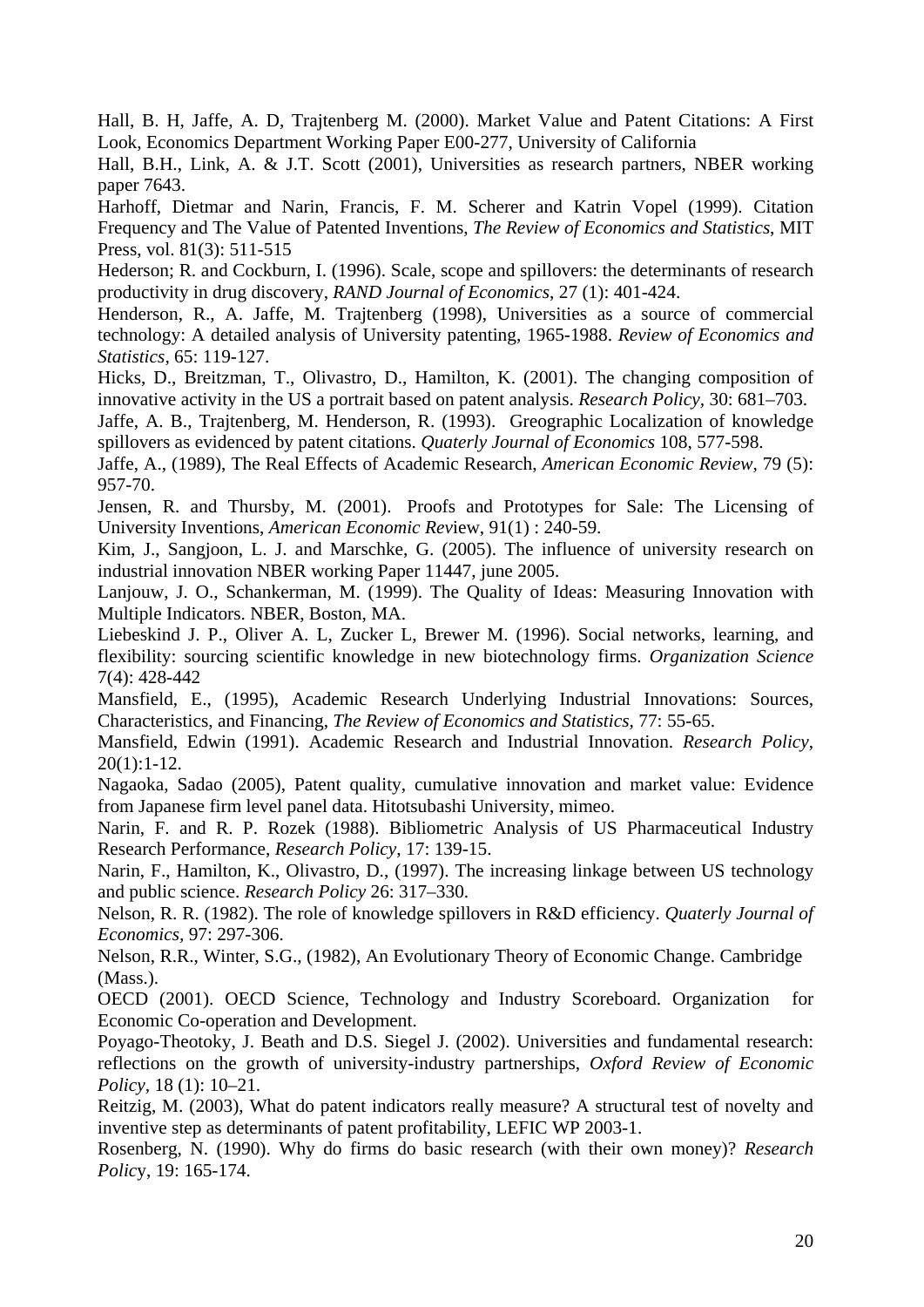Hall, B. H, Jaffe, A. D, Trajtenberg M. (2000). Market Value and Patent Citations: A First Look, Economics Department Working Paper E00-277, University of California

Hall, B.H., Link, A. & J.T. Scott (2001), Universities as research partners, NBER working paper 7643.

Harhoff, Dietmar and Narin, Francis, F. M. Scherer and Katrin Vopel (1999). Citation Frequency and The Value of Patented Inventions, *The Review of Economics and Statistics*, MIT Press, vol. 81(3): 511-515

Hederson; R. and Cockburn, I. (1996). Scale, scope and spillovers: the determinants of research productivity in drug discovery, *RAND Journal of Economics*, 27 (1): 401-424.

Henderson, R., A. Jaffe, M. Trajtenberg (1998), Universities as a source of commercial technology: A detailed analysis of University patenting, 1965-1988. *Review of Economics and Statistics*, 65: 119-127.

Hicks, D., Breitzman, T., Olivastro, D., Hamilton, K. (2001). The changing composition of innovative activity in the US a portrait based on patent analysis. *Research Policy*, 30: 681–703.

Jaffe, A. B., Trajtenberg, M. Henderson, R. (1993). Greographic Localization of knowledge spillovers as evidenced by patent citations. *Quaterly Journal of Economics* 108, 577-598.

Jaffe, A., (1989), The Real Effects of Academic Research, *American Economic Review*, 79 (5): 957-70.

Jensen, R. and Thursby, M. (2001). Proofs and Prototypes for Sale: The Licensing of University Inventions, *American Economic Rev*iew, 91(1) : 240-59.

Kim, J., Sangjoon, L. J. and Marschke, G. (2005). The influence of university research on industrial innovation NBER working Paper 11447, june 2005.

Lanjouw, J. O., Schankerman, M. (1999). The Quality of Ideas: Measuring Innovation with Multiple Indicators. NBER, Boston, MA.

Liebeskind J. P., Oliver A. L, Zucker L, Brewer M. (1996). Social networks, learning, and flexibility: sourcing scientific knowledge in new biotechnology firms. *Organization Science* 7(4): 428-442

Mansfield, E., (1995), Academic Research Underlying Industrial Innovations: Sources, Characteristics, and Financing, *The Review of Economics and Statistics*, 77: 55-65.

Mansfield, Edwin (1991). Academic Research and Industrial Innovation. *Research Policy*, 20(1):1-12.

Nagaoka, Sadao (2005), Patent quality, cumulative innovation and market value: Evidence from Japanese firm level panel data. Hitotsubashi University, mimeo.

Narin, F. and R. P. Rozek (1988). Bibliometric Analysis of US Pharmaceutical Industry Research Performance, *Research Policy*, 17: 139-15.

Narin, F., Hamilton, K., Olivastro, D., (1997). The increasing linkage between US technology and public science. *Research Policy* 26: 317–330.

Nelson, R. R. (1982). The role of knowledge spillovers in R&D efficiency. *Quaterly Journal of Economics*, 97: 297-306.

Nelson, R.R., Winter, S.G., (1982), An Evolutionary Theory of Economic Change. Cambridge (Mass.).

OECD (2001). OECD Science, Technology and Industry Scoreboard. Organization for Economic Co-operation and Development.

Poyago-Theotoky, J. Beath and D.S. Siegel J. (2002). Universities and fundamental research: reflections on the growth of university-industry partnerships, *Oxford Review of Economic Policy*, 18 (1): 10–21.

Reitzig, M. (2003), What do patent indicators really measure? A structural test of novelty and inventive step as determinants of patent profitability, LEFIC WP 2003-1.

Rosenberg, N. (1990). Why do firms do basic research (with their own money)? *Research Polic*y, 19: 165-174.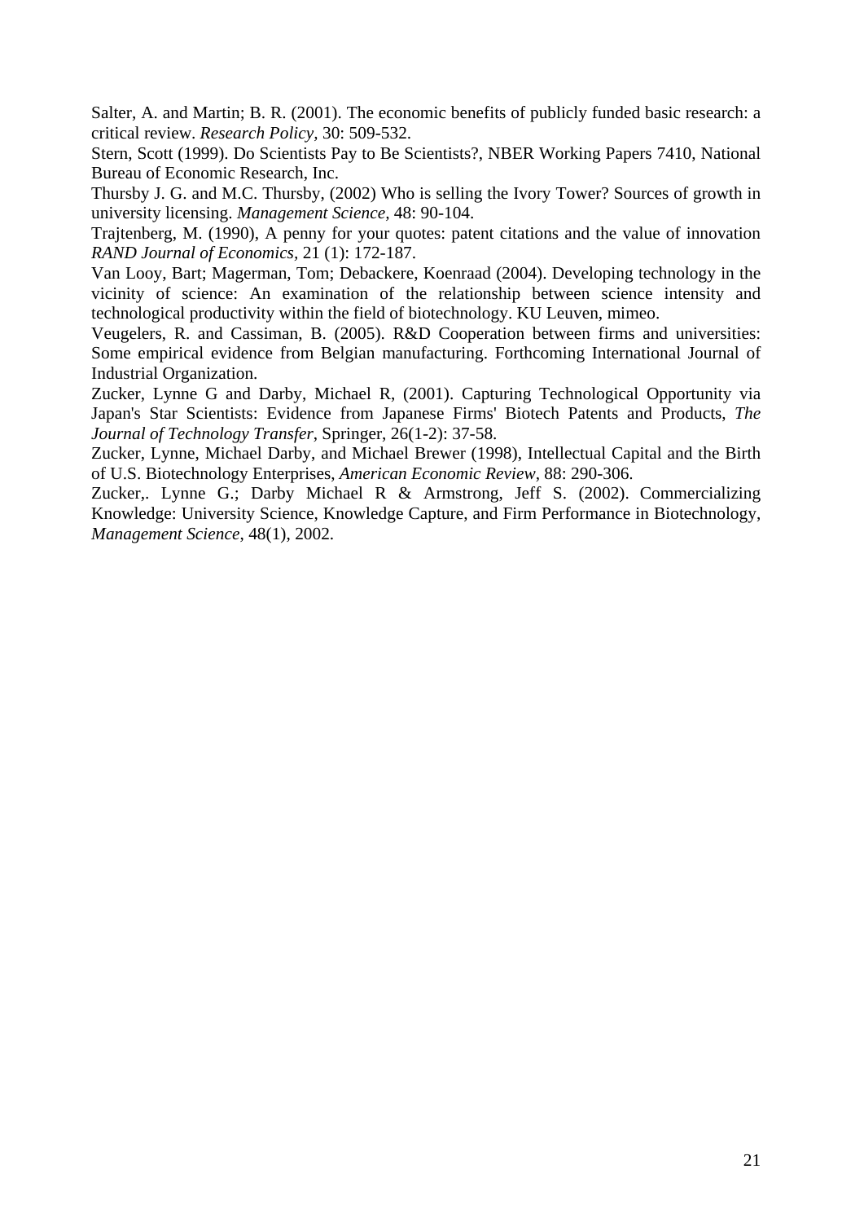Salter, A. and Martin; B. R. (2001). The economic benefits of publicly funded basic research: a critical review. *Research Policy*, 30: 509-532.

Stern, Scott (1999). Do Scientists Pay to Be Scientists?, NBER Working Papers 7410, National Bureau of Economic Research, Inc.

Thursby J. G. and M.C. Thursby, (2002) Who is selling the Ivory Tower? Sources of growth in university licensing. *Management Science*, 48: 90-104.

Trajtenberg, M. (1990), A penny for your quotes: patent citations and the value of innovation *RAND Journal of Economics*, 21 (1): 172-187.

Van Looy, Bart; Magerman, Tom; Debackere, Koenraad (2004). Developing technology in the vicinity of science: An examination of the relationship between science intensity and technological productivity within the field of biotechnology. KU Leuven, mimeo.

Veugelers, R. and Cassiman, B. (2005). R&D Cooperation between firms and universities: Some empirical evidence from Belgian manufacturing. Forthcoming International Journal of Industrial Organization.

Zucker, Lynne G and Darby, Michael R, (2001). Capturing Technological Opportunity via Japan's Star Scientists: Evidence from Japanese Firms' Biotech Patents and Products, *The Journal of Technology Transfer*, Springer, 26(1-2): 37-58.

Zucker, Lynne, Michael Darby, and Michael Brewer (1998), Intellectual Capital and the Birth of U.S. Biotechnology Enterprises, *American Economic Review*, 88: 290-306.

Zucker,. Lynne G.; Darby Michael R & Armstrong, Jeff S. (2002). Commercializing Knowledge: University Science, Knowledge Capture, and Firm Performance in Biotechnology, *Management Science*, 48(1), 2002.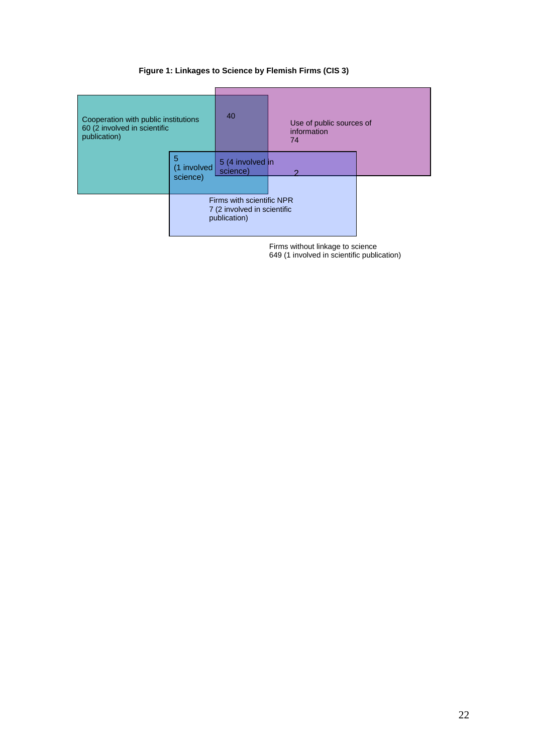**Figure 1: Linkages to Science by Flemish Firms (CIS 3)**

Cooperation with public institutions
60 (2 involved in scientific publication)

40

Use of public sources of information
74

5
(1 involved science)

5 (4 involved in science)

2

Firms with scientific NPR
7 (2 involved in scientific publication)

Firms without linkage to science
649 (1 involved in scientific publication)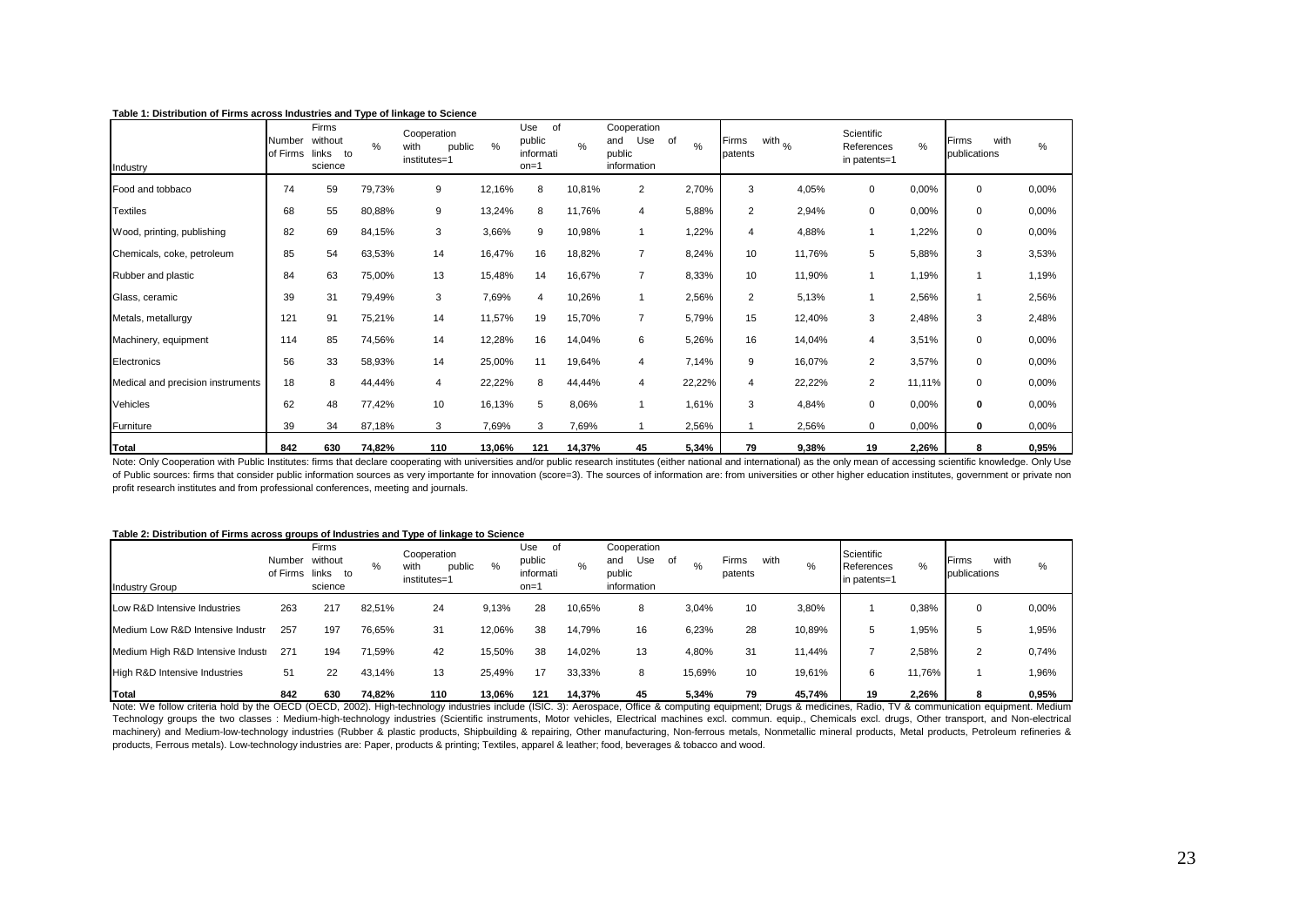**Table 1: Distribution of Firms across Industries and Type of linkage to Science**

| Industry | Number of Firms | Firms without links to science | % | Cooperation with public institutes=1 | % | Use of public information=1 | % | Cooperation and Use of public information | % | Firms with patents | % | Scientific References in patents=1 | % | Firms with publications | % |
|---|---|---|---|---|---|---|---|---|---|---|---|---|---|---|---|
| Food and tobbaco | 74 | 59 | 79,73% | 9 | 12,16% | 8 | 10,81% | 2 | 2,70% | 3 | 4,05% | 0 | 0,00% | 0 | 0,00% |
| Textiles | 68 | 55 | 80,88% | 9 | 13,24% | 8 | 11,76% | 4 | 5,88% | 2 | 2,94% | 0 | 0,00% | 0 | 0,00% |
| Wood, printing, publishing | 82 | 69 | 84,15% | 3 | 3,66% | 9 | 10,98% | 1 | 1,22% | 4 | 4,88% | 1 | 1,22% | 0 | 0,00% |
| Chemicals, coke, petroleum | 85 | 54 | 63,53% | 14 | 16,47% | 16 | 18,82% | 7 | 8,24% | 10 | 11,76% | 5 | 5,88% | 3 | 3,53% |
| Rubber and plastic | 84 | 63 | 75,00% | 13 | 15,48% | 14 | 16,67% | 7 | 8,33% | 10 | 11,90% | 1 | 1,19% | 1 | 1,19% |
| Glass, ceramic | 39 | 31 | 79,49% | 3 | 7,69% | 4 | 10,26% | 1 | 2,56% | 2 | 5,13% | 1 | 2,56% | 1 | 2,56% |
| Metals, metallurgy | 121 | 91 | 75,21% | 14 | 11,57% | 19 | 15,70% | 7 | 5,79% | 15 | 12,40% | 3 | 2,48% | 3 | 2,48% |
| Machinery, equipment | 114 | 85 | 74,56% | 14 | 12,28% | 16 | 14,04% | 6 | 5,26% | 16 | 14,04% | 4 | 3,51% | 0 | 0,00% |
| Electronics | 56 | 33 | 58,93% | 14 | 25,00% | 11 | 19,64% | 4 | 7,14% | 9 | 16,07% | 2 | 3,57% | 0 | 0,00% |
| Medical and precision instruments | 18 | 8 | 44,44% | 4 | 22,22% | 8 | 44,44% | 4 | 22,22% | 4 | 22,22% | 2 | 11,11% | 0 | 0,00% |
| Vehicles | 62 | 48 | 77,42% | 10 | 16,13% | 5 | 8,06% | 1 | 1,61% | 3 | 4,84% | 0 | 0,00% | **0** | 0,00% |
| Furniture | 39 | 34 | 87,18% | 3 | 7,69% | 3 | 7,69% | 1 | 2,56% | 1 | 2,56% | 0 | 0,00% | **0** | 0,00% |
| **Total** | **842** | **630** | **74,82%** | **110** | **13,06%** | **121** | **14,37%** | **45** | **5,34%** | **79** | **9,38%** | **19** | **2,26%** | **8** | **0,95%** |

Note: Only Cooperation with Public Institutes: firms that declare cooperating with universities and/or public research institutes (either national and international) as the only mean of accessing scientific knowledge. Only Use of Public sources: firms that consider public information sources as very importante for innovation (score=3). The sources of information are: from universities or other higher education institutes, government or private non profit research institutes and from professional conferences, meeting and journals.

**Table 2: Distribution of Firms across groups of Industries and Type of linkage to Science**

| Industry Group | Number of Firms | Firms without links to science | % | Cooperation with public institutes=1 | % | Use of public information=1 | % | Cooperation and Use of public information | % | Firms with patents | % | Scientific References in patents=1 | % | Firms with publications | % |
|---|---|---|---|---|---|---|---|---|---|---|---|---|---|---|---|
| Low R&D Intensive Industries | 263 | 217 | 82,51% | 24 | 9,13% | 28 | 10,65% | 8 | 3,04% | 10 | 3,80% | 1 | 0,38% | 0 | 0,00% |
| Medium Low R&D Intensive Industr | 257 | 197 | 76,65% | 31 | 12,06% | 38 | 14,79% | 16 | 6,23% | 28 | 10,89% | 5 | 1,95% | 5 | 1,95% |
| Medium High R&D Intensive Industi | 271 | 194 | 71,59% | 42 | 15,50% | 38 | 14,02% | 13 | 4,80% | 31 | 11,44% | 7 | 2,58% | 2 | 0,74% |
| High R&D Intensive Industries | 51 | 22 | 43,14% | 13 | 25,49% | 17 | 33,33% | 8 | 15,69% | 10 | 19,61% | 6 | 11,76% | 1 | 1,96% |
| **Total** | **842** | **630** | **74,82%** | **110** | **13,06%** | **121** | **14,37%** | **45** | **5,34%** | **79** | **45,74%** | **19** | **2,26%** | **8** | **0,95%** |

Note: We follow criteria hold by the OECD (OECD, 2002). High-technology industries include (ISIC. 3): Aerospace, Office & computing equipment; Drugs & medicines, Radio, TV & communication equipment. Medium Technology groups the two classes : Medium-high-technology industries (Scientific instruments, Motor vehicles, Electrical machines excl. commun. equip., Chemicals excl. drugs, Other transport, and Non-electrical machinery) and Medium-low-technology industries (Rubber & plastic products, Shipbuilding & repairing, Other manufacturing, Non-ferrous metals, Nonmetallic mineral products, Metal products, Petroleum refineries & products, Ferrous metals). Low-technology industries are: Paper, products & printing; Textiles, apparel & leather; food, beverages & tobacco and wood.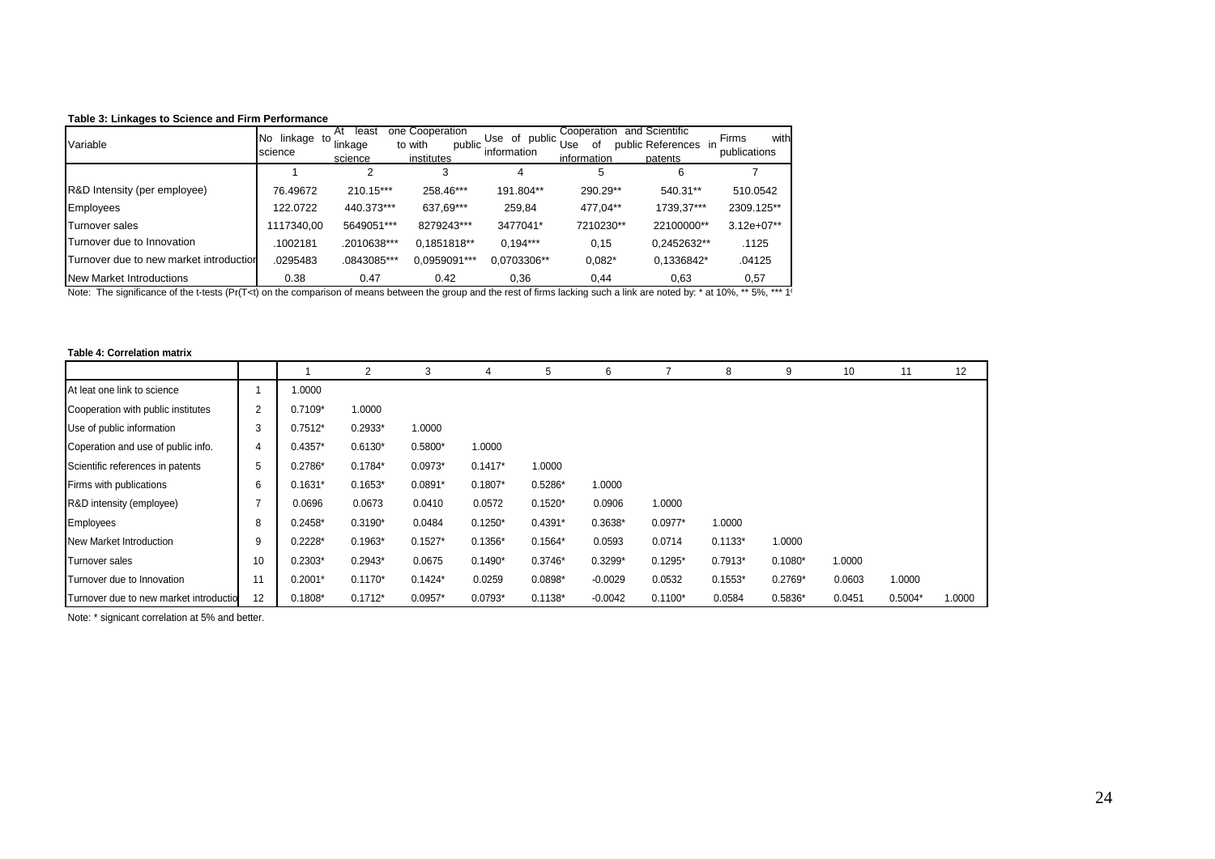**Table 3: Linkages to Science and Firm Performance**

| Variable | No linkage to science | At least one linkage science | Cooperation to with public institutes | Use of public information | Cooperation and Use of public information | Scientific References in patents | Firms with publications |
|---|---|---|---|---|---|---|---|
| | 1 | 2 | 3 | 4 | 5 | 6 | 7 |
| R&D Intensity (per employee) | 76.49672 | 210.15*** | 258.46*** | 191.804** | 290.29** | 540.31** | 510.0542 |
| Employees | 122.0722 | 440.373*** | 637,69*** | 259,84 | 477,04** | 1739,37*** | 2309.125** |
| Turnover sales | 1117340,00 | 5649051*** | 8279243*** | 3477041* | 7210230** | 22100000** | 3.12e+07** |
| Turnover due to Innovation | .1002181 | .2010638*** | 0,1851818** | 0,194*** | 0,15 | 0,2452632** | .1125 |
| Turnover due to new market introduction | .0295483 | .0843085*** | 0,0959091*** | 0,0703306** | 0,082* | 0,1336842* | .04125 |
| New Market Introductions | 0.38 | 0.47 | 0.42 | 0,36 | 0,44 | 0,63 | 0,57 |

Note: The significance of the t-tests (Pr(T<t) on the comparison of means between the group and the rest of firms lacking such a link are noted by: * at 10%, ** 5%, *** 1%

**Table 4: Correlation matrix**

| | | 1 | 2 | 3 | 4 | 5 | 6 | 7 | 8 | 9 | 10 | 11 | 12 |
|---|---|---|---|---|---|---|---|---|---|---|---|---|---|
| At leat one link to science | 1 | 1.0000 | | | | | | | | | | | |
| Cooperation with public institutes | 2 | 0.7109* | 1.0000 | | | | | | | | | | |
| Use of public information | 3 | 0.7512* | 0.2933* | 1.0000 | | | | | | | | | |
| Coperation and use of public info. | 4 | 0.4357* | 0.6130* | 0.5800* | 1.0000 | | | | | | | | |
| Scientific references in patents | 5 | 0.2786* | 0.1784* | 0.0973* | 0.1417* | 1.0000 | | | | | | | |
| Firms with publications | 6 | 0.1631* | 0.1653* | 0.0891* | 0.1807* | 0.5286* | 1.0000 | | | | | | |
| R&D intensity (employee) | 7 | 0.0696 | 0.0673 | 0.0410 | 0.0572 | 0.1520* | 0.0906 | 1.0000 | | | | | |
| Employees | 8 | 0.2458* | 0.3190* | 0.0484 | 0.1250* | 0.4391* | 0.3638* | 0.0977* | 1.0000 | | | | |
| New Market Introduction | 9 | 0.2228* | 0.1963* | 0.1527* | 0.1356* | 0.1564* | 0.0593 | 0.0714 | 0.1133* | 1.0000 | | | |
| Turnover sales | 10 | 0.2303* | 0.2943* | 0.0675 | 0.1490* | 0.3746* | 0.3299* | 0.1295* | 0.7913* | 0.1080* | 1.0000 | | |
| Turnover due to Innovation | 11 | 0.2001* | 0.1170* | 0.1424* | 0.0259 | 0.0898* | -0.0029 | 0.0532 | 0.1553* | 0.2769* | 0.0603 | 1.0000 | |
| Turnover due to new market introductio | 12 | 0.1808* | 0.1712* | 0.0957* | 0.0793* | 0.1138* | -0.0042 | 0.1100* | 0.0584 | 0.5836* | 0.0451 | 0.5004* | 1.0000 |

Note: * signicant correlation at 5% and better.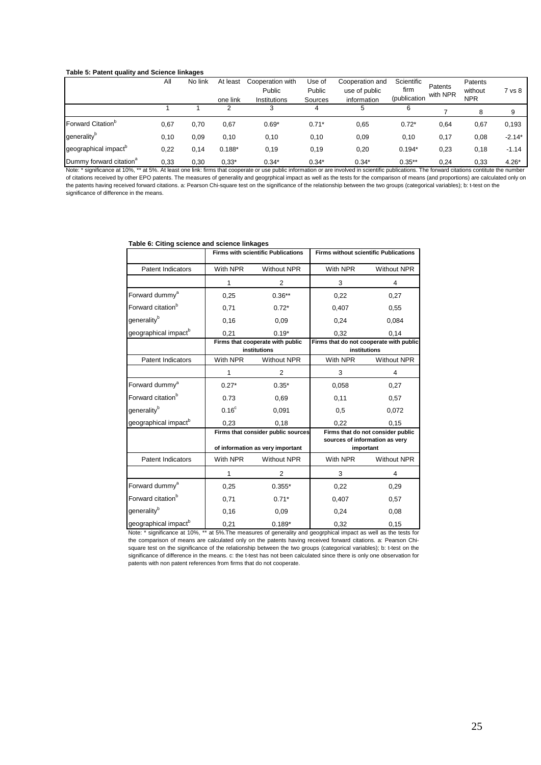**Table 5: Patent quality and Science linkages**

| | All | No link | At least one link | Cooperation with Public Institutions | Use of Public Sources | Cooperation and use of public information | Scientific firm (publication | Patents with NPR | Patents without NPR | 7 vs 8 |
|---|---|---|---|---|---|---|---|---|---|---|
| | 1 | 1 | 2 | 3 | 4 | 5 | 6 | 7 | 8 | 9 |
| Forward Citation[b] | 0,67 | 0,70 | 0,67 | 0.69* | 0.71* | 0,65 | 0.72* | 0,64 | 0,67 | 0,193 |
| generality[b] | 0,10 | 0,09 | 0,10 | 0,10 | 0,10 | 0,09 | 0,10 | 0,17 | 0,08 | -2.14* |
| geographical impact[b] | 0,22 | 0,14 | 0.188* | 0,19 | 0,19 | 0,20 | 0.194* | 0,23 | 0,18 | -1.14 |
| Dummy forward citation[a] | 0,33 | 0,30 | 0,33* | 0.34* | 0.34* | 0.34* | 0.35** | 0,24 | 0,33 | 4.26* |

Note: * significance at 10%, ** at 5%. At least one link: firms that cooperate or use public information or are involved in scientific publications. The forward citations contitute the number of citations received by other EPO patents. The measures of generality and geogrphical impact as well as the tests for the comparison of means (and proportions) are calculated only on the patents having received forward citations. a: Pearson Chi-square test on the significance of the relationship between the two groups (categorical variables); b: t-test on the significance of difference in the means.

**Table 6: Citing science and science linkages**

| | Firms with scientific Publications | | Firms without scientific Publications | |
|---|---|---|---|---|
| Patent Indicators | With NPR | Without NPR | With NPR | Without NPR |
| | 1 | 2 | 3 | 4 |
| Forward dummy[a] | 0,25 | 0.36** | 0,22 | 0,27 |
| Forward citation[b] | 0,71 | 0.72* | 0,407 | 0,55 |
| generality[b] | 0,16 | 0,09 | 0,24 | 0,084 |
| geographical impact[b] | 0,21 | 0.19* | 0,32 | 0,14 |
| | Firms that cooperate with public institutions | | Firms that do not cooperate with public institutions | |
| Patent Indicators | With NPR | Without NPR | With NPR | Without NPR |
| | 1 | 2 | 3 | 4 |
| Forward dummy[a] | 0.27* | 0.35* | 0,058 | 0,27 |
| Forward citation[b] | 0.73 | 0,69 | 0,11 | 0,57 |
| generality[b] | 0.16[c] | 0,091 | 0,5 | 0,072 |
| geographical impact[b] | 0,23 | 0,18 | 0,22 | 0,15 |
| | Firms that consider public sources of information as very important | | Firms that do not consider public sources of information as very important | |
| Patent Indicators | With NPR | Without NPR | With NPR | Without NPR |
| | 1 | 2 | 3 | 4 |
| Forward dummy[a] | 0,25 | 0.355* | 0,22 | 0,29 |
| Forward citation[b] | 0,71 | 0.71* | 0,407 | 0,57 |
| generality[b] | 0,16 | 0,09 | 0,24 | 0,08 |
| geographical impact[b] | 0,21 | 0.189* | 0,32 | 0,15 |

Note: * significance at 10%, ** at 5%.The measures of generality and geogrphical impact as well as the tests for the comparison of means are calculated only on the patents having received forward citations. a: Pearson Chi-square test on the significance of the relationship between the two groups (categorical variables); b: t-test on the significance of difference in the means. c: the t-test has not been calculated since there is only one observation for patents with non patent references from firms that do not cooperate.